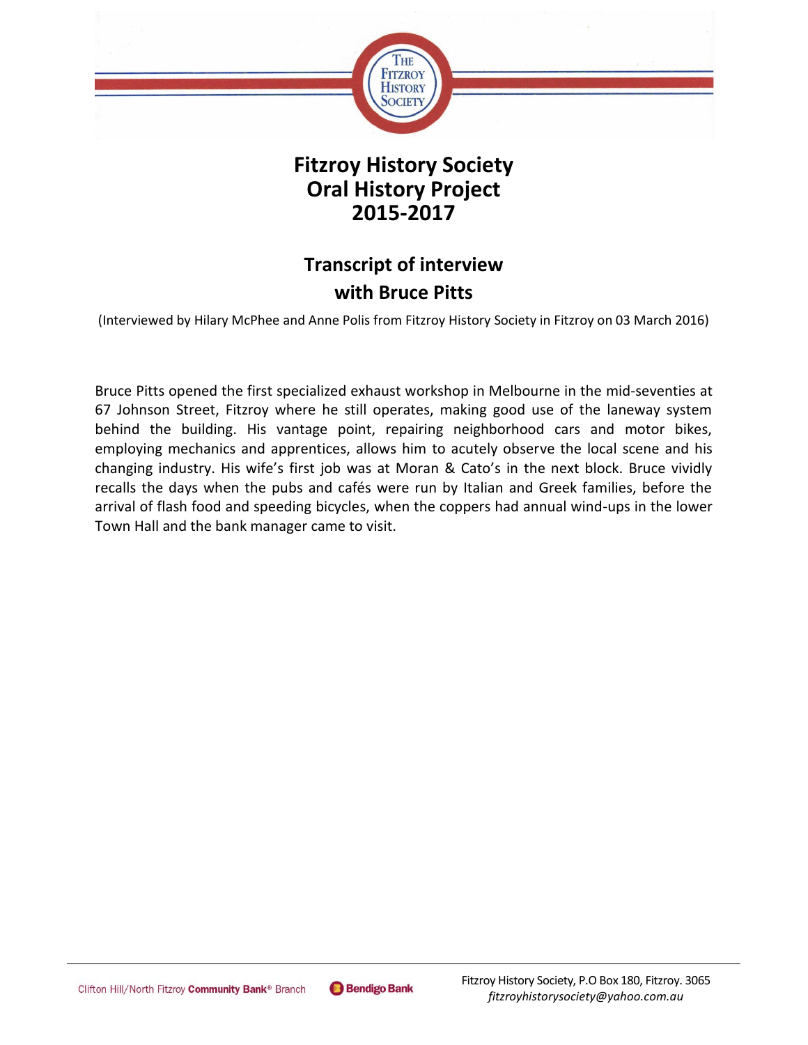# Fitzroy History Society
# Oral History Project
# 2015-2017

## Transcript of interview
## with Bruce Pitts

(Interviewed by Hilary McPhee and Anne Polis from Fitzroy History Society in Fitzroy on 03 March 2016)

Bruce Pitts opened the first specialized exhaust workshop in Melbourne in the mid-seventies at 67 Johnson Street, Fitzroy where he still operates, making good use of the laneway system behind the building. His vantage point, repairing neighborhood cars and motor bikes, employing mechanics and apprentices, allows him to acutely observe the local scene and his changing industry. His wife's first job was at Moran & Cato's in the next block. Bruce vividly recalls the days when the pubs and cafés were run by Italian and Greek families, before the arrival of flash food and speeding bicycles, when the coppers had annual wind-ups in the lower Town Hall and the bank manager came to visit.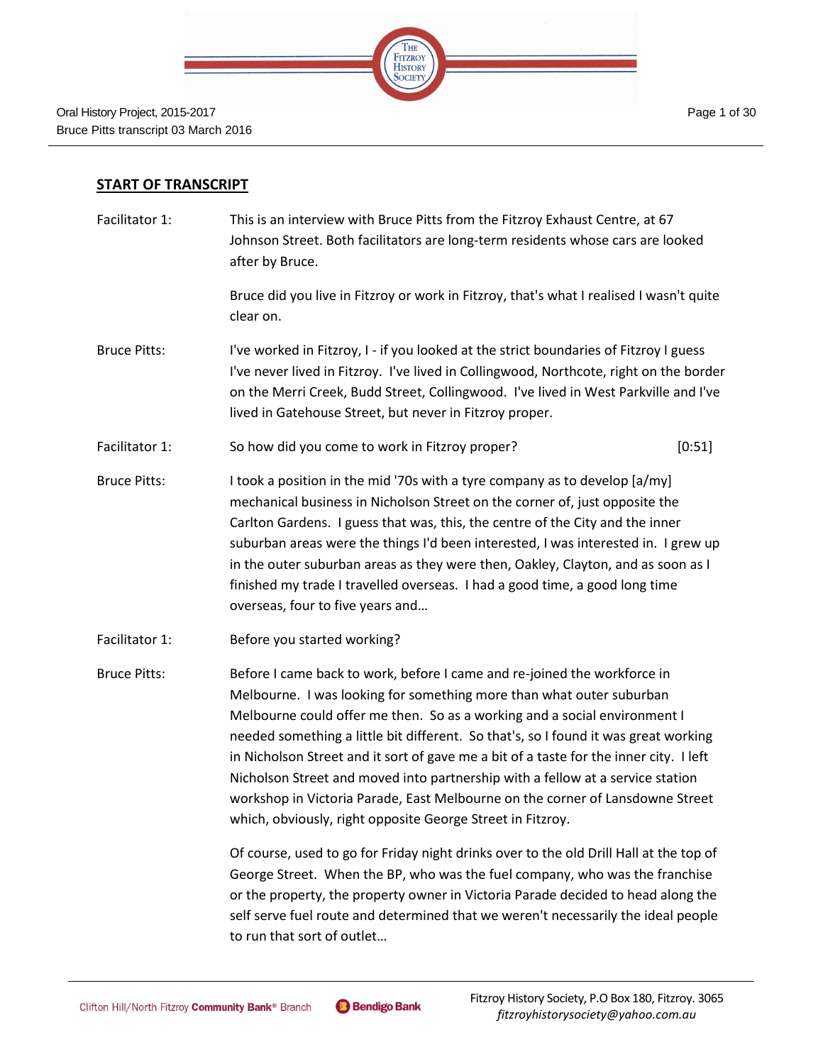## START OF TRANSCRIPT

| | |
|---|---|
| Facilitator 1: | This is an interview with Bruce Pitts from the Fitzroy Exhaust Centre, at 67 Johnson Street. Both facilitators are long-term residents whose cars are looked after by Bruce. |
| | Bruce did you live in Fitzroy or work in Fitzroy, that's what I realised I wasn't quite clear on. |
| Bruce Pitts: | I've worked in Fitzroy, I - if you looked at the strict boundaries of Fitzroy I guess I've never lived in Fitzroy. I've lived in Collingwood, Northcote, right on the border on the Merri Creek, Budd Street, Collingwood. I've lived in West Parkville and I've lived in Gatehouse Street, but never in Fitzroy proper. |
| Facilitator 1: | So how did you come to work in Fitzroy proper? [0:51] |
| Bruce Pitts: | I took a position in the mid '70s with a tyre company as to develop [a/my] mechanical business in Nicholson Street on the corner of, just opposite the Carlton Gardens. I guess that was, this, the centre of the City and the inner suburban areas were the things I'd been interested, I was interested in. I grew up in the outer suburban areas as they were then, Oakley, Clayton, and as soon as I finished my trade I travelled overseas. I had a good time, a good long time overseas, four to five years and… |
| Facilitator 1: | Before you started working? |
| Bruce Pitts: | Before I came back to work, before I came and re-joined the workforce in Melbourne. I was looking for something more than what outer suburban Melbourne could offer me then. So as a working and a social environment I needed something a little bit different. So that's, so I found it was great working in Nicholson Street and it sort of gave me a bit of a taste for the inner city. I left Nicholson Street and moved into partnership with a fellow at a service station workshop in Victoria Parade, East Melbourne on the corner of Lansdowne Street which, obviously, right opposite George Street in Fitzroy. |
| | Of course, used to go for Friday night drinks over to the old Drill Hall at the top of George Street. When the BP, who was the fuel company, who was the franchise or the property, the property owner in Victoria Parade decided to head along the self serve fuel route and determined that we weren't necessarily the ideal people to run that sort of outlet… |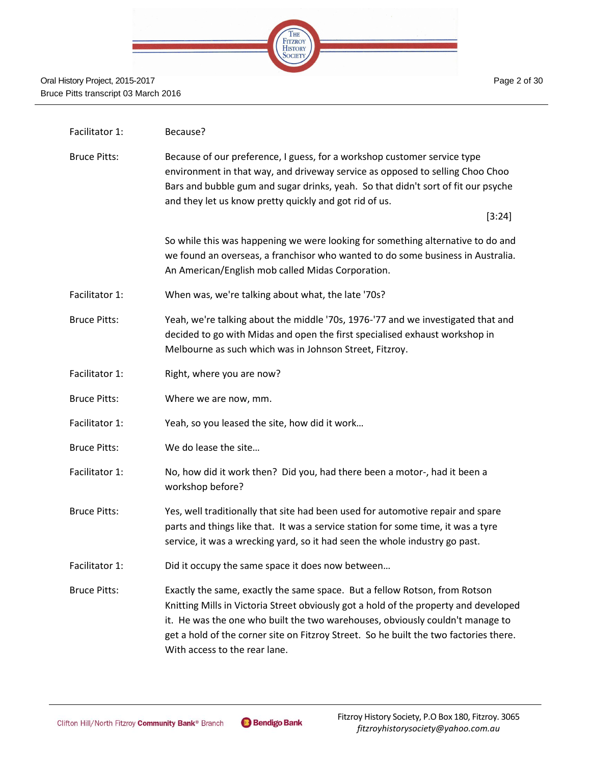Facilitator 1: Because?

Bruce Pitts: Because of our preference, I guess, for a workshop customer service type environment in that way, and driveway service as opposed to selling Choo Choo Bars and bubble gum and sugar drinks, yeah. So that didn't sort of fit our psyche and they let us know pretty quickly and got rid of us.

[3:24]

So while this was happening we were looking for something alternative to do and we found an overseas, a franchisor who wanted to do some business in Australia. An American/English mob called Midas Corporation.

Facilitator 1: When was, we're talking about what, the late '70s?

Bruce Pitts: Yeah, we're talking about the middle '70s, 1976-'77 and we investigated that and decided to go with Midas and open the first specialised exhaust workshop in Melbourne as such which was in Johnson Street, Fitzroy.

Facilitator 1: Right, where you are now?

Bruce Pitts: Where we are now, mm.

Facilitator 1: Yeah, so you leased the site, how did it work…

Bruce Pitts: We do lease the site…

Facilitator 1: No, how did it work then? Did you, had there been a motor-, had it been a workshop before?

Bruce Pitts: Yes, well traditionally that site had been used for automotive repair and spare parts and things like that. It was a service station for some time, it was a tyre service, it was a wrecking yard, so it had seen the whole industry go past.

Facilitator 1: Did it occupy the same space it does now between…

Bruce Pitts: Exactly the same, exactly the same space. But a fellow Rotson, from Rotson Knitting Mills in Victoria Street obviously got a hold of the property and developed it. He was the one who built the two warehouses, obviously couldn't manage to get a hold of the corner site on Fitzroy Street. So he built the two factories there. With access to the rear lane.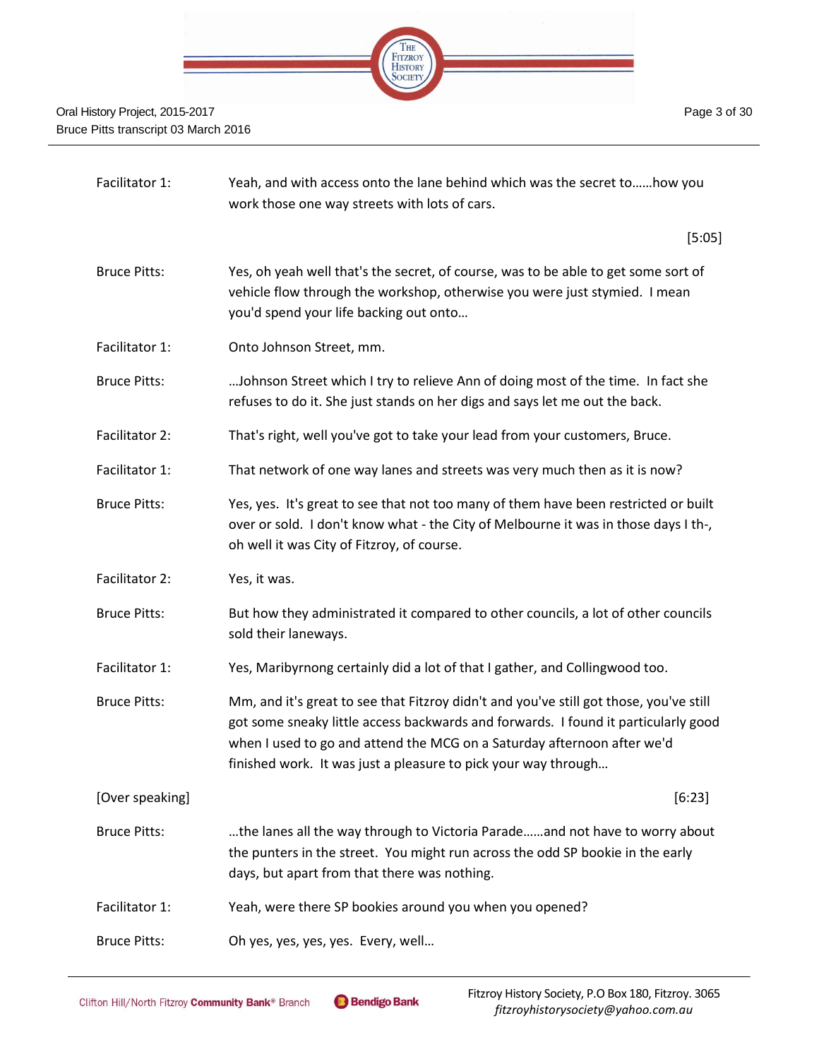| | |
|---|---|
| Facilitator 1: | Yeah, and with access onto the lane behind which was the secret to……how you work those one way streets with lots of cars. |
| | [5:05] |
| Bruce Pitts: | Yes, oh yeah well that's the secret, of course, was to be able to get some sort of vehicle flow through the workshop, otherwise you were just stymied. I mean you'd spend your life backing out onto… |
| Facilitator 1: | Onto Johnson Street, mm. |
| Bruce Pitts: | …Johnson Street which I try to relieve Ann of doing most of the time. In fact she refuses to do it. She just stands on her digs and says let me out the back. |
| Facilitator 2: | That's right, well you've got to take your lead from your customers, Bruce. |
| Facilitator 1: | That network of one way lanes and streets was very much then as it is now? |
| Bruce Pitts: | Yes, yes. It's great to see that not too many of them have been restricted or built over or sold. I don't know what - the City of Melbourne it was in those days I th-, oh well it was City of Fitzroy, of course. |
| Facilitator 2: | Yes, it was. |
| Bruce Pitts: | But how they administrated it compared to other councils, a lot of other councils sold their laneways. |
| Facilitator 1: | Yes, Maribyrnong certainly did a lot of that I gather, and Collingwood too. |
| Bruce Pitts: | Mm, and it's great to see that Fitzroy didn't and you've still got those, you've still got some sneaky little access backwards and forwards. I found it particularly good when I used to go and attend the MCG on a Saturday afternoon after we'd finished work. It was just a pleasure to pick your way through… |
| [Over speaking] | [6:23] |
| Bruce Pitts: | …the lanes all the way through to Victoria Parade……and not have to worry about the punters in the street. You might run across the odd SP bookie in the early days, but apart from that there was nothing. |
| Facilitator 1: | Yeah, were there SP bookies around you when you opened? |
| Bruce Pitts: | Oh yes, yes, yes, yes. Every, well… |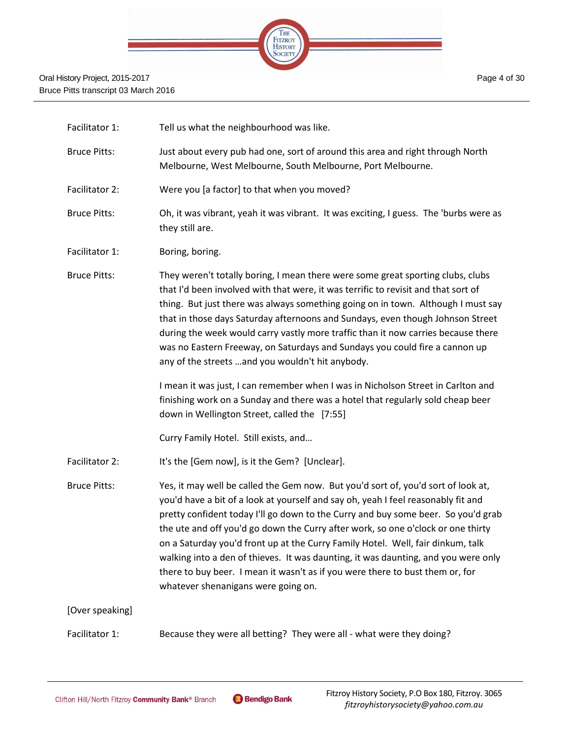Facilitator 1: Tell us what the neighbourhood was like.

Bruce Pitts: Just about every pub had one, sort of around this area and right through North Melbourne, West Melbourne, South Melbourne, Port Melbourne.

Facilitator 2: Were you [a factor] to that when you moved?

Bruce Pitts: Oh, it was vibrant, yeah it was vibrant. It was exciting, I guess. The 'burbs were as they still are.

Facilitator 1: Boring, boring.

Bruce Pitts: They weren't totally boring, I mean there were some great sporting clubs, clubs that I'd been involved with that were, it was terrific to revisit and that sort of thing. But just there was always something going on in town. Although I must say that in those days Saturday afternoons and Sundays, even though Johnson Street during the week would carry vastly more traffic than it now carries because there was no Eastern Freeway, on Saturdays and Sundays you could fire a cannon up any of the streets …and you wouldn't hit anybody.

I mean it was just, I can remember when I was in Nicholson Street in Carlton and finishing work on a Sunday and there was a hotel that regularly sold cheap beer down in Wellington Street, called the [7:55]

Curry Family Hotel. Still exists, and…

Facilitator 2: It's the [Gem now], is it the Gem? [Unclear].

Bruce Pitts: Yes, it may well be called the Gem now. But you'd sort of, you'd sort of look at, you'd have a bit of a look at yourself and say oh, yeah I feel reasonably fit and pretty confident today I'll go down to the Curry and buy some beer. So you'd grab the ute and off you'd go down the Curry after work, so one o'clock or one thirty on a Saturday you'd front up at the Curry Family Hotel. Well, fair dinkum, talk walking into a den of thieves. It was daunting, it was daunting, and you were only there to buy beer. I mean it wasn't as if you were there to bust them or, for whatever shenanigans were going on.

[Over speaking]

Facilitator 1: Because they were all betting? They were all - what were they doing?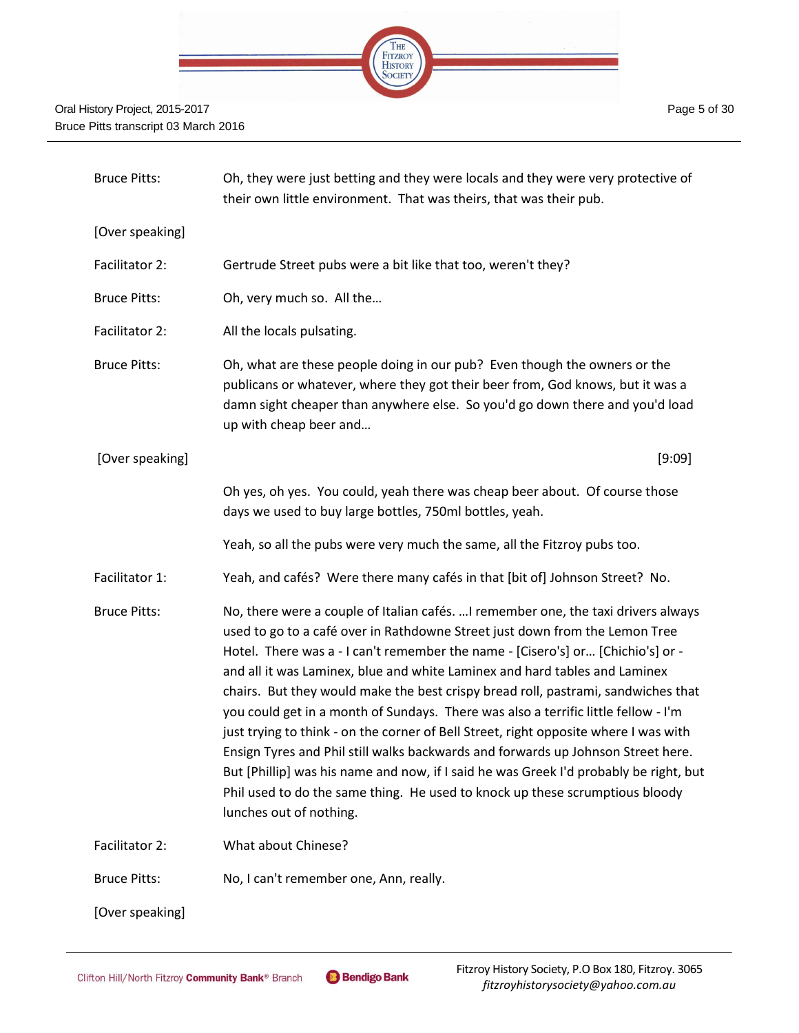Bruce Pitts: Oh, they were just betting and they were locals and they were very protective of their own little environment. That was theirs, that was their pub.

[Over speaking]

Facilitator 2: Gertrude Street pubs were a bit like that too, weren't they?

Bruce Pitts: Oh, very much so. All the…

Facilitator 2: All the locals pulsating.

Bruce Pitts: Oh, what are these people doing in our pub? Even though the owners or the publicans or whatever, where they got their beer from, God knows, but it was a damn sight cheaper than anywhere else. So you'd go down there and you'd load up with cheap beer and…

[Over speaking] [9:09]

Oh yes, oh yes. You could, yeah there was cheap beer about. Of course those days we used to buy large bottles, 750ml bottles, yeah.

Yeah, so all the pubs were very much the same, all the Fitzroy pubs too.

Facilitator 1: Yeah, and cafés? Were there many cafés in that [bit of] Johnson Street? No.

Bruce Pitts: No, there were a couple of Italian cafés. …I remember one, the taxi drivers always used to go to a café over in Rathdowne Street just down from the Lemon Tree Hotel. There was a - I can't remember the name - [Cisero's] or… [Chichio's] or - and all it was Laminex, blue and white Laminex and hard tables and Laminex chairs. But they would make the best crispy bread roll, pastrami, sandwiches that you could get in a month of Sundays. There was also a terrific little fellow - I'm just trying to think - on the corner of Bell Street, right opposite where I was with Ensign Tyres and Phil still walks backwards and forwards up Johnson Street here. But [Phillip] was his name and now, if I said he was Greek I'd probably be right, but Phil used to do the same thing. He used to knock up these scrumptious bloody lunches out of nothing.

Facilitator 2: What about Chinese?

Bruce Pitts: No, I can't remember one, Ann, really.

[Over speaking]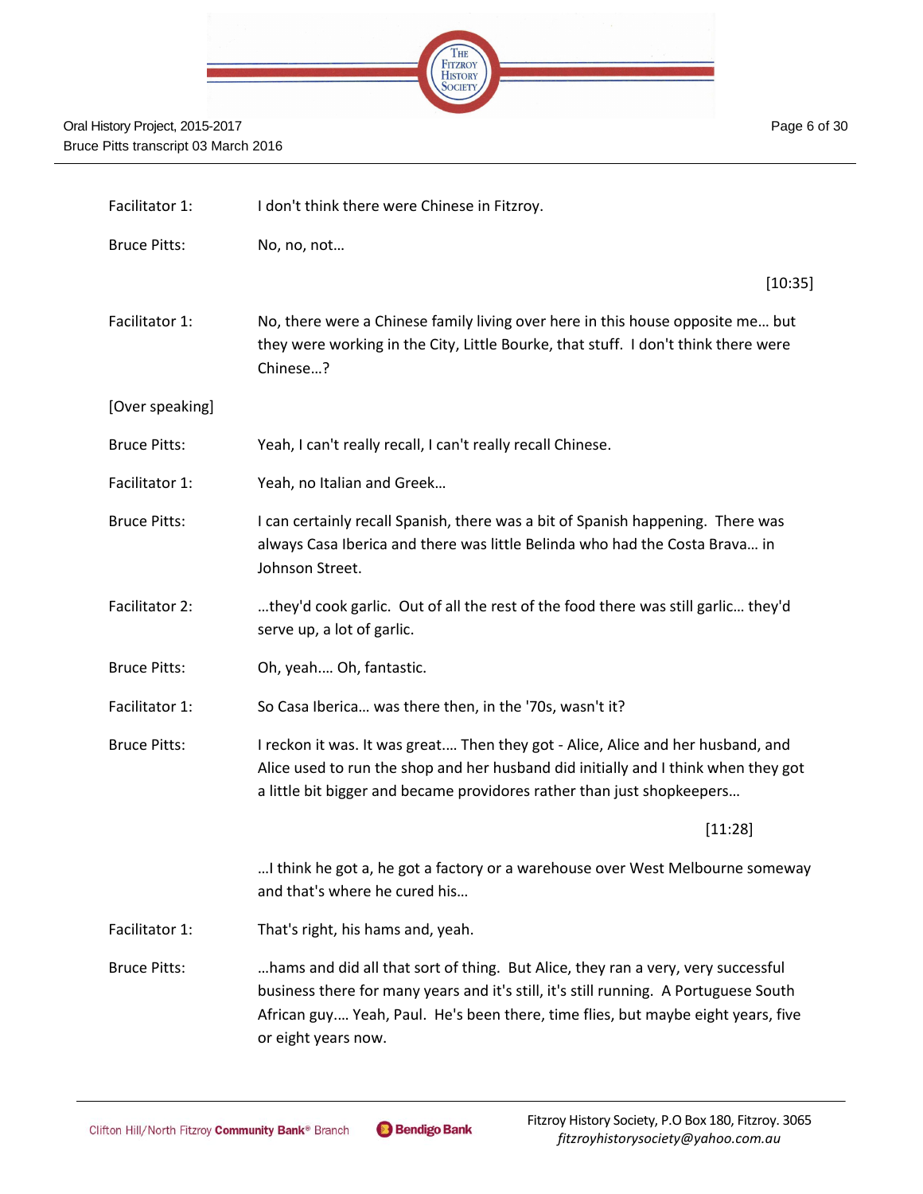| | |
|---|---|
| Facilitator 1: | I don't think there were Chinese in Fitzroy. |
| Bruce Pitts: | No, no, not… |
| | [10:35] |
| Facilitator 1: | No, there were a Chinese family living over here in this house opposite me… but they were working in the City, Little Bourke, that stuff. I don't think there were Chinese…? |
| [Over speaking] | |
| Bruce Pitts: | Yeah, I can't really recall, I can't really recall Chinese. |
| Facilitator 1: | Yeah, no Italian and Greek… |
| Bruce Pitts: | I can certainly recall Spanish, there was a bit of Spanish happening. There was always Casa Iberica and there was little Belinda who had the Costa Brava… in Johnson Street. |
| Facilitator 2: | …they'd cook garlic. Out of all the rest of the food there was still garlic… they'd serve up, a lot of garlic. |
| Bruce Pitts: | Oh, yeah…. Oh, fantastic. |
| Facilitator 1: | So Casa Iberica… was there then, in the '70s, wasn't it? |
| Bruce Pitts: | I reckon it was. It was great…. Then they got - Alice, Alice and her husband, and Alice used to run the shop and her husband did initially and I think when they got a little bit bigger and became providores rather than just shopkeepers… |
| | [11:28] |
| | …I think he got a, he got a factory or a warehouse over West Melbourne someway and that's where he cured his… |
| Facilitator 1: | That's right, his hams and, yeah. |
| Bruce Pitts: | …hams and did all that sort of thing. But Alice, they ran a very, very successful business there for many years and it's still, it's still running. A Portuguese South African guy…. Yeah, Paul. He's been there, time flies, but maybe eight years, five or eight years now. |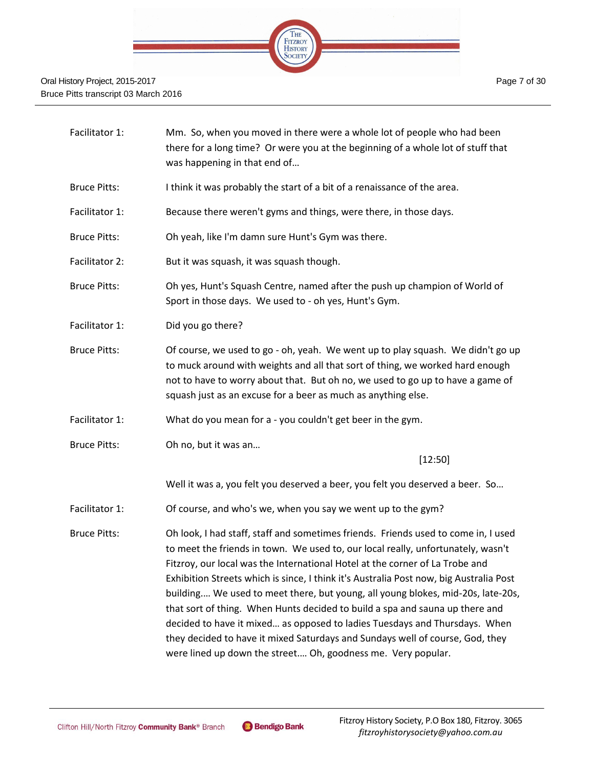Facilitator 1: Mm. So, when you moved in there were a whole lot of people who had been there for a long time? Or were you at the beginning of a whole lot of stuff that was happening in that end of…

Bruce Pitts: I think it was probably the start of a bit of a renaissance of the area.

Facilitator 1: Because there weren't gyms and things, were there, in those days.

Bruce Pitts: Oh yeah, like I'm damn sure Hunt's Gym was there.

Facilitator 2: But it was squash, it was squash though.

Bruce Pitts: Oh yes, Hunt's Squash Centre, named after the push up champion of World of Sport in those days. We used to - oh yes, Hunt's Gym.

Facilitator 1: Did you go there?

Bruce Pitts: Of course, we used to go - oh, yeah. We went up to play squash. We didn't go up to muck around with weights and all that sort of thing, we worked hard enough not to have to worry about that. But oh no, we used to go up to have a game of squash just as an excuse for a beer as much as anything else.

Facilitator 1: What do you mean for a - you couldn't get beer in the gym.

Bruce Pitts: Oh no, but it was an…

[12:50]

Well it was a, you felt you deserved a beer, you felt you deserved a beer. So…

Facilitator 1: Of course, and who's we, when you say we went up to the gym?

Bruce Pitts: Oh look, I had staff, staff and sometimes friends. Friends used to come in, I used to meet the friends in town. We used to, our local really, unfortunately, wasn't Fitzroy, our local was the International Hotel at the corner of La Trobe and Exhibition Streets which is since, I think it's Australia Post now, big Australia Post building…. We used to meet there, but young, all young blokes, mid-20s, late-20s, that sort of thing. When Hunts decided to build a spa and sauna up there and decided to have it mixed… as opposed to ladies Tuesdays and Thursdays. When they decided to have it mixed Saturdays and Sundays well of course, God, they were lined up down the street…. Oh, goodness me. Very popular.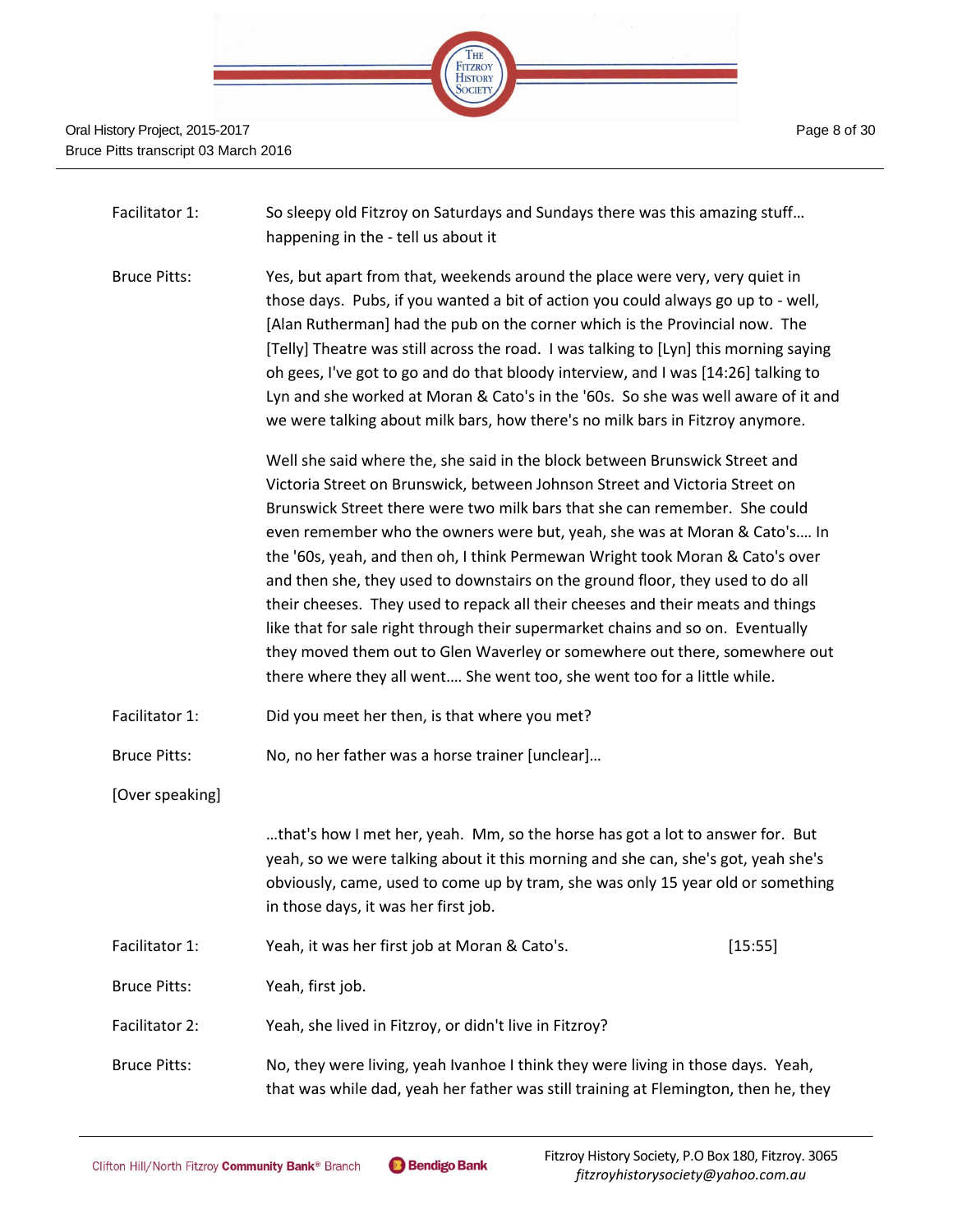Facilitator 1: So sleepy old Fitzroy on Saturdays and Sundays there was this amazing stuff… happening in the - tell us about it

Bruce Pitts: Yes, but apart from that, weekends around the place were very, very quiet in those days. Pubs, if you wanted a bit of action you could always go up to - well, [Alan Rutherman] had the pub on the corner which is the Provincial now. The [Telly] Theatre was still across the road. I was talking to [Lyn] this morning saying oh gees, I've got to go and do that bloody interview, and I was [14:26] talking to Lyn and she worked at Moran & Cato's in the '60s. So she was well aware of it and we were talking about milk bars, how there's no milk bars in Fitzroy anymore.

Well she said where the, she said in the block between Brunswick Street and Victoria Street on Brunswick, between Johnson Street and Victoria Street on Brunswick Street there were two milk bars that she can remember. She could even remember who the owners were but, yeah, she was at Moran & Cato's…. In the '60s, yeah, and then oh, I think Permewan Wright took Moran & Cato's over and then she, they used to downstairs on the ground floor, they used to do all their cheeses. They used to repack all their cheeses and their meats and things like that for sale right through their supermarket chains and so on. Eventually they moved them out to Glen Waverley or somewhere out there, somewhere out there where they all went…. She went too, she went too for a little while.

Facilitator 1: Did you meet her then, is that where you met?

Bruce Pitts: No, no her father was a horse trainer [unclear]…

[Over speaking]

…that's how I met her, yeah. Mm, so the horse has got a lot to answer for. But yeah, so we were talking about it this morning and she can, she's got, yeah she's obviously, came, used to come up by tram, she was only 15 year old or something in those days, it was her first job.

Facilitator 1: Yeah, it was her first job at Moran & Cato's. [15:55]

Bruce Pitts: Yeah, first job.

Facilitator 2: Yeah, she lived in Fitzroy, or didn't live in Fitzroy?

Bruce Pitts: No, they were living, yeah Ivanhoe I think they were living in those days. Yeah, that was while dad, yeah her father was still training at Flemington, then he, they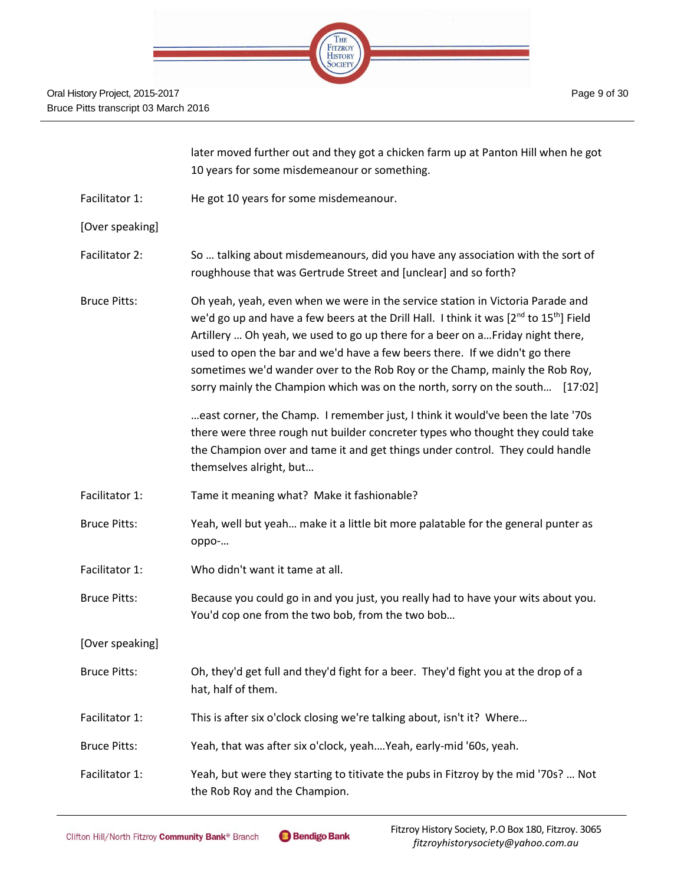later moved further out and they got a chicken farm up at Panton Hill when he got 10 years for some misdemeanour or something.

Facilitator 1: He got 10 years for some misdemeanour.

[Over speaking]

Facilitator 2: So … talking about misdemeanours, did you have any association with the sort of roughhouse that was Gertrude Street and [unclear] and so forth?

Bruce Pitts: Oh yeah, yeah, even when we were in the service station in Victoria Parade and we'd go up and have a few beers at the Drill Hall. I think it was [2nd to 15th] Field Artillery … Oh yeah, we used to go up there for a beer on a…Friday night there, used to open the bar and we'd have a few beers there. If we didn't go there sometimes we'd wander over to the Rob Roy or the Champ, mainly the Rob Roy, sorry mainly the Champion which was on the north, sorry on the south… [17:02]

…east corner, the Champ. I remember just, I think it would've been the late '70s there were three rough nut builder concreter types who thought they could take the Champion over and tame it and get things under control. They could handle themselves alright, but…

Facilitator 1: Tame it meaning what? Make it fashionable?

Bruce Pitts: Yeah, well but yeah… make it a little bit more palatable for the general punter as oppo-…

Facilitator 1: Who didn't want it tame at all.

Bruce Pitts: Because you could go in and you just, you really had to have your wits about you. You'd cop one from the two bob, from the two bob…

[Over speaking]

Bruce Pitts: Oh, they'd get full and they'd fight for a beer. They'd fight you at the drop of a hat, half of them.

Facilitator 1: This is after six o'clock closing we're talking about, isn't it? Where…

Bruce Pitts: Yeah, that was after six o'clock, yeah….Yeah, early-mid '60s, yeah.

Facilitator 1: Yeah, but were they starting to titivate the pubs in Fitzroy by the mid '70s? … Not the Rob Roy and the Champion.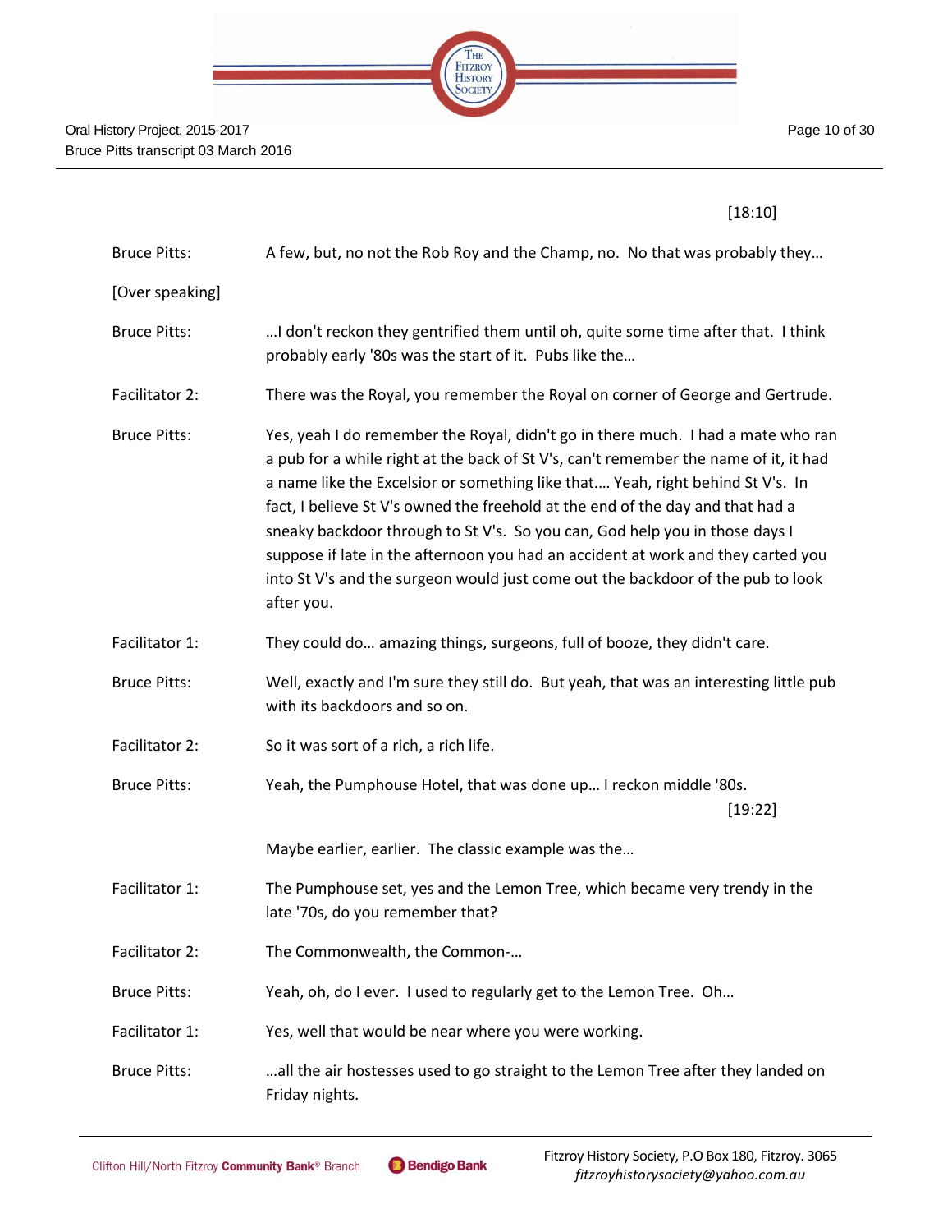[18:10]

| | |
|---|---|
| Bruce Pitts: | A few, but, no not the Rob Roy and the Champ, no. No that was probably they… |
| [Over speaking] | |
| Bruce Pitts: | …I don't reckon they gentrified them until oh, quite some time after that. I think probably early '80s was the start of it. Pubs like the… |
| Facilitator 2: | There was the Royal, you remember the Royal on corner of George and Gertrude. |
| Bruce Pitts: | Yes, yeah I do remember the Royal, didn't go in there much. I had a mate who ran a pub for a while right at the back of St V's, can't remember the name of it, it had a name like the Excelsior or something like that…. Yeah, right behind St V's. In fact, I believe St V's owned the freehold at the end of the day and that had a sneaky backdoor through to St V's. So you can, God help you in those days I suppose if late in the afternoon you had an accident at work and they carted you into St V's and the surgeon would just come out the backdoor of the pub to look after you. |
| Facilitator 1: | They could do… amazing things, surgeons, full of booze, they didn't care. |
| Bruce Pitts: | Well, exactly and I'm sure they still do. But yeah, that was an interesting little pub with its backdoors and so on. |
| Facilitator 2: | So it was sort of a rich, a rich life. |
| Bruce Pitts: | Yeah, the Pumphouse Hotel, that was done up… I reckon middle '80s. [19:22] Maybe earlier, earlier. The classic example was the… |
| Facilitator 1: | The Pumphouse set, yes and the Lemon Tree, which became very trendy in the late '70s, do you remember that? |
| Facilitator 2: | The Commonwealth, the Common-… |
| Bruce Pitts: | Yeah, oh, do I ever. I used to regularly get to the Lemon Tree. Oh… |
| Facilitator 1: | Yes, well that would be near where you were working. |
| Bruce Pitts: | …all the air hostesses used to go straight to the Lemon Tree after they landed on Friday nights. |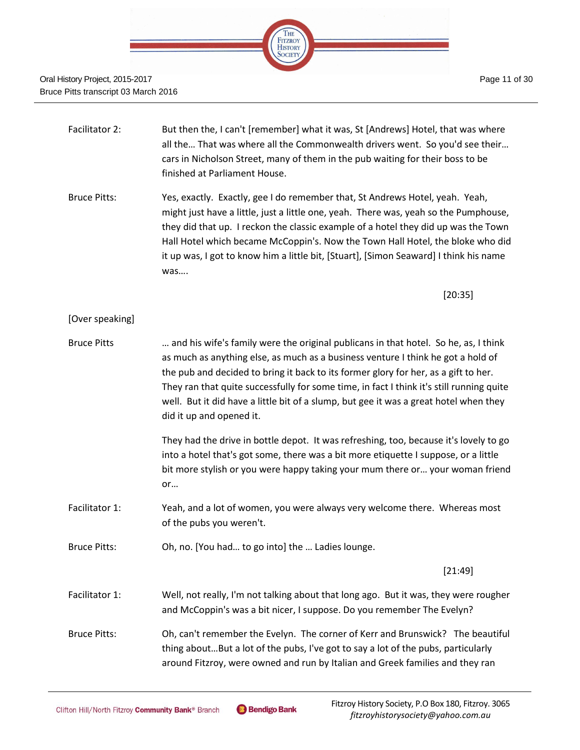Facilitator 2: But then the, I can't [remember] what it was, St [Andrews] Hotel, that was where all the... That was where all the Commonwealth drivers went. So you'd see their... cars in Nicholson Street, many of them in the pub waiting for their boss to be finished at Parliament House.

Bruce Pitts: Yes, exactly. Exactly, gee I do remember that, St Andrews Hotel, yeah. Yeah, might just have a little, just a little one, yeah. There was, yeah so the Pumphouse, they did that up. I reckon the classic example of a hotel they did up was the Town Hall Hotel which became McCoppin's. Now the Town Hall Hotel, the bloke who did it up was, I got to know him a little bit, [Stuart], [Simon Seaward] I think his name was....

[20:35]

[Over speaking]

Bruce Pitts ... and his wife's family were the original publicans in that hotel. So he, as, I think as much as anything else, as much as a business venture I think he got a hold of the pub and decided to bring it back to its former glory for her, as a gift to her. They ran that quite successfully for some time, in fact I think it's still running quite well. But it did have a little bit of a slump, but gee it was a great hotel when they did it up and opened it.

They had the drive in bottle depot. It was refreshing, too, because it's lovely to go into a hotel that's got some, there was a bit more etiquette I suppose, or a little bit more stylish or you were happy taking your mum there or... your woman friend or...

Facilitator 1: Yeah, and a lot of women, you were always very welcome there. Whereas most of the pubs you weren't.

Bruce Pitts: Oh, no. [You had... to go into] the ... Ladies lounge.

[21:49]

Facilitator 1: Well, not really, I'm not talking about that long ago. But it was, they were rougher and McCoppin's was a bit nicer, I suppose. Do you remember The Evelyn?

Bruce Pitts: Oh, can't remember the Evelyn. The corner of Kerr and Brunswick? The beautiful thing about...But a lot of the pubs, I've got to say a lot of the pubs, particularly around Fitzroy, were owned and run by Italian and Greek families and they ran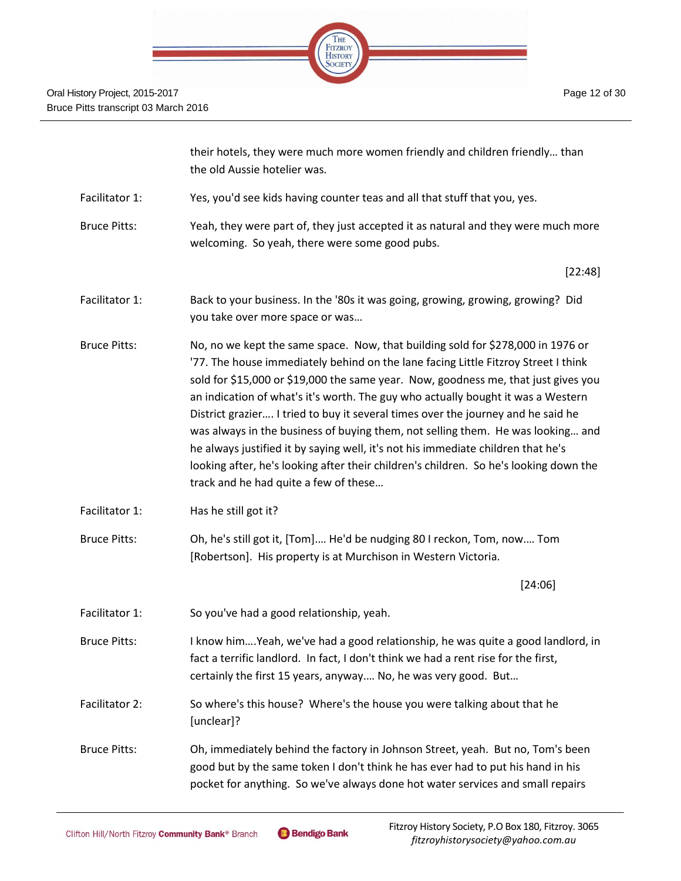their hotels, they were much more women friendly and children friendly… than the old Aussie hotelier was.

Facilitator 1: Yes, you'd see kids having counter teas and all that stuff that you, yes.

Bruce Pitts: Yeah, they were part of, they just accepted it as natural and they were much more welcoming. So yeah, there were some good pubs.

[22:48]

Facilitator 1: Back to your business. In the '80s it was going, growing, growing, growing? Did you take over more space or was…

Bruce Pitts: No, no we kept the same space. Now, that building sold for $278,000 in 1976 or '77. The house immediately behind on the lane facing Little Fitzroy Street I think sold for $15,000 or $19,000 the same year. Now, goodness me, that just gives you an indication of what's it's worth. The guy who actually bought it was a Western District grazier…. I tried to buy it several times over the journey and he said he was always in the business of buying them, not selling them. He was looking… and he always justified it by saying well, it's not his immediate children that he's looking after, he's looking after their children's children. So he's looking down the track and he had quite a few of these…

Facilitator 1: Has he still got it?

Bruce Pitts: Oh, he's still got it, [Tom]…. He'd be nudging 80 I reckon, Tom, now…. Tom [Robertson]. His property is at Murchison in Western Victoria.

[24:06]

Facilitator 1: So you've had a good relationship, yeah.

Bruce Pitts: I know him….Yeah, we've had a good relationship, he was quite a good landlord, in fact a terrific landlord. In fact, I don't think we had a rent rise for the first, certainly the first 15 years, anyway…. No, he was very good. But…

Facilitator 2: So where's this house? Where's the house you were talking about that he [unclear]?

Bruce Pitts: Oh, immediately behind the factory in Johnson Street, yeah. But no, Tom's been good but by the same token I don't think he has ever had to put his hand in his pocket for anything. So we've always done hot water services and small repairs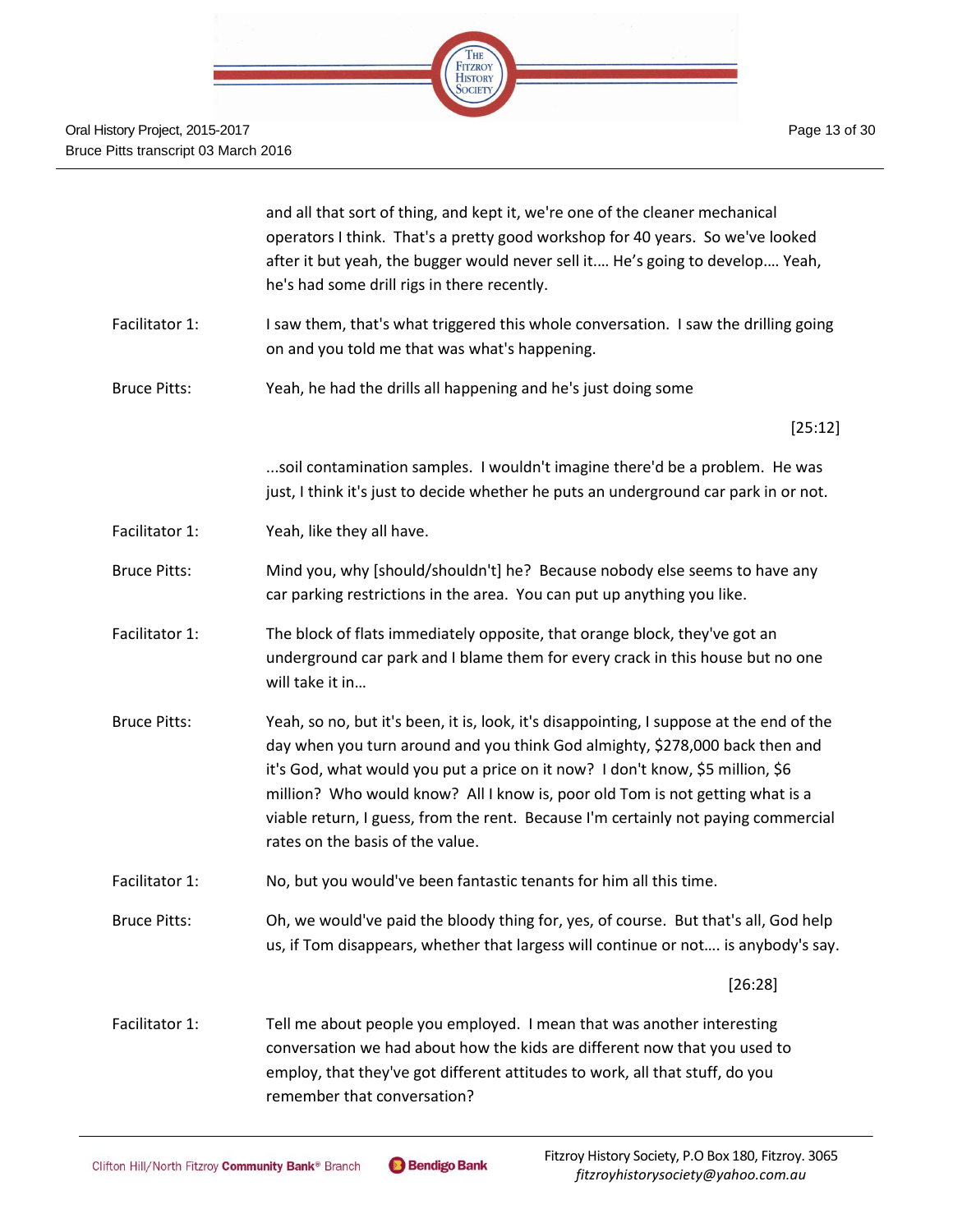and all that sort of thing, and kept it, we're one of the cleaner mechanical operators I think. That's a pretty good workshop for 40 years. So we've looked after it but yeah, the bugger would never sell it.... He's going to develop.... Yeah, he's had some drill rigs in there recently.

**Facilitator 1:** I saw them, that's what triggered this whole conversation. I saw the drilling going on and you told me that was what's happening.

**Bruce Pitts:** Yeah, he had the drills all happening and he's just doing some

[25:12]

...soil contamination samples. I wouldn't imagine there'd be a problem. He was just, I think it's just to decide whether he puts an underground car park in or not.

**Facilitator 1:** Yeah, like they all have.

**Bruce Pitts:** Mind you, why [should/shouldn't] he? Because nobody else seems to have any car parking restrictions in the area. You can put up anything you like.

**Facilitator 1:** The block of flats immediately opposite, that orange block, they've got an underground car park and I blame them for every crack in this house but no one will take it in...

**Bruce Pitts:** Yeah, so no, but it's been, it is, look, it's disappointing, I suppose at the end of the day when you turn around and you think God almighty, $278,000 back then and it's God, what would you put a price on it now? I don't know, $5 million, $6 million? Who would know? All I know is, poor old Tom is not getting what is a viable return, I guess, from the rent. Because I'm certainly not paying commercial rates on the basis of the value.

**Facilitator 1:** No, but you would've been fantastic tenants for him all this time.

**Bruce Pitts:** Oh, we would've paid the bloody thing for, yes, of course. But that's all, God help us, if Tom disappears, whether that largess will continue or not.... is anybody's say.

[26:28]

**Facilitator 1:** Tell me about people you employed. I mean that was another interesting conversation we had about how the kids are different now that you used to employ, that they've got different attitudes to work, all that stuff, do you remember that conversation?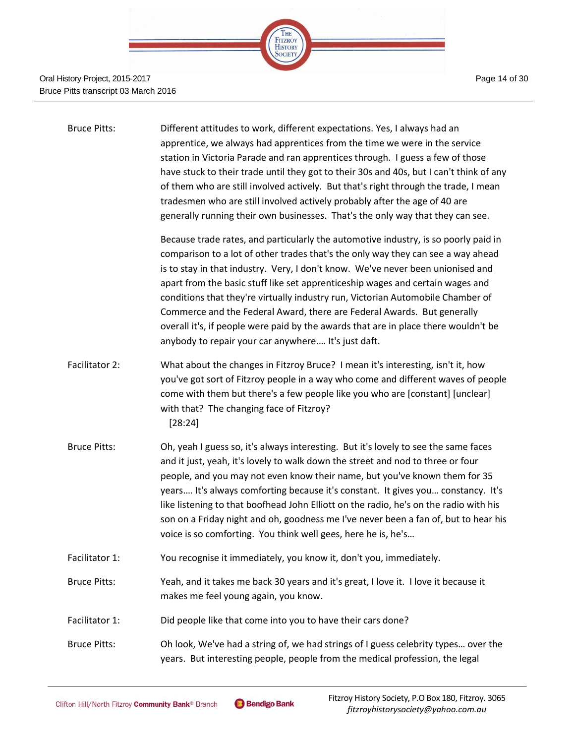Bruce Pitts: Different attitudes to work, different expectations. Yes, I always had an apprentice, we always had apprentices from the time we were in the service station in Victoria Parade and ran apprentices through. I guess a few of those have stuck to their trade until they got to their 30s and 40s, but I can't think of any of them who are still involved actively. But that's right through the trade, I mean tradesmen who are still involved actively probably after the age of 40 are generally running their own businesses. That's the only way that they can see.

Because trade rates, and particularly the automotive industry, is so poorly paid in comparison to a lot of other trades that's the only way they can see a way ahead is to stay in that industry. Very, I don't know. We've never been unionised and apart from the basic stuff like set apprenticeship wages and certain wages and conditions that they're virtually industry run, Victorian Automobile Chamber of Commerce and the Federal Award, there are Federal Awards. But generally overall it's, if people were paid by the awards that are in place there wouldn't be anybody to repair your car anywhere…. It's just daft.

Facilitator 2: What about the changes in Fitzroy Bruce? I mean it's interesting, isn't it, how you've got sort of Fitzroy people in a way who come and different waves of people come with them but there's a few people like you who are [constant] [unclear] with that? The changing face of Fitzroy?
[28:24]

Bruce Pitts: Oh, yeah I guess so, it's always interesting. But it's lovely to see the same faces and it just, yeah, it's lovely to walk down the street and nod to three or four people, and you may not even know their name, but you've known them for 35 years…. It's always comforting because it's constant. It gives you… constancy. It's like listening to that boofhead John Elliott on the radio, he's on the radio with his son on a Friday night and oh, goodness me I've never been a fan of, but to hear his voice is so comforting. You think well gees, here he is, he's…

Facilitator 1: You recognise it immediately, you know it, don't you, immediately.

Bruce Pitts: Yeah, and it takes me back 30 years and it's great, I love it. I love it because it makes me feel young again, you know.

Facilitator 1: Did people like that come into you to have their cars done?

Bruce Pitts: Oh look, We've had a string of, we had strings of I guess celebrity types… over the years. But interesting people, people from the medical profession, the legal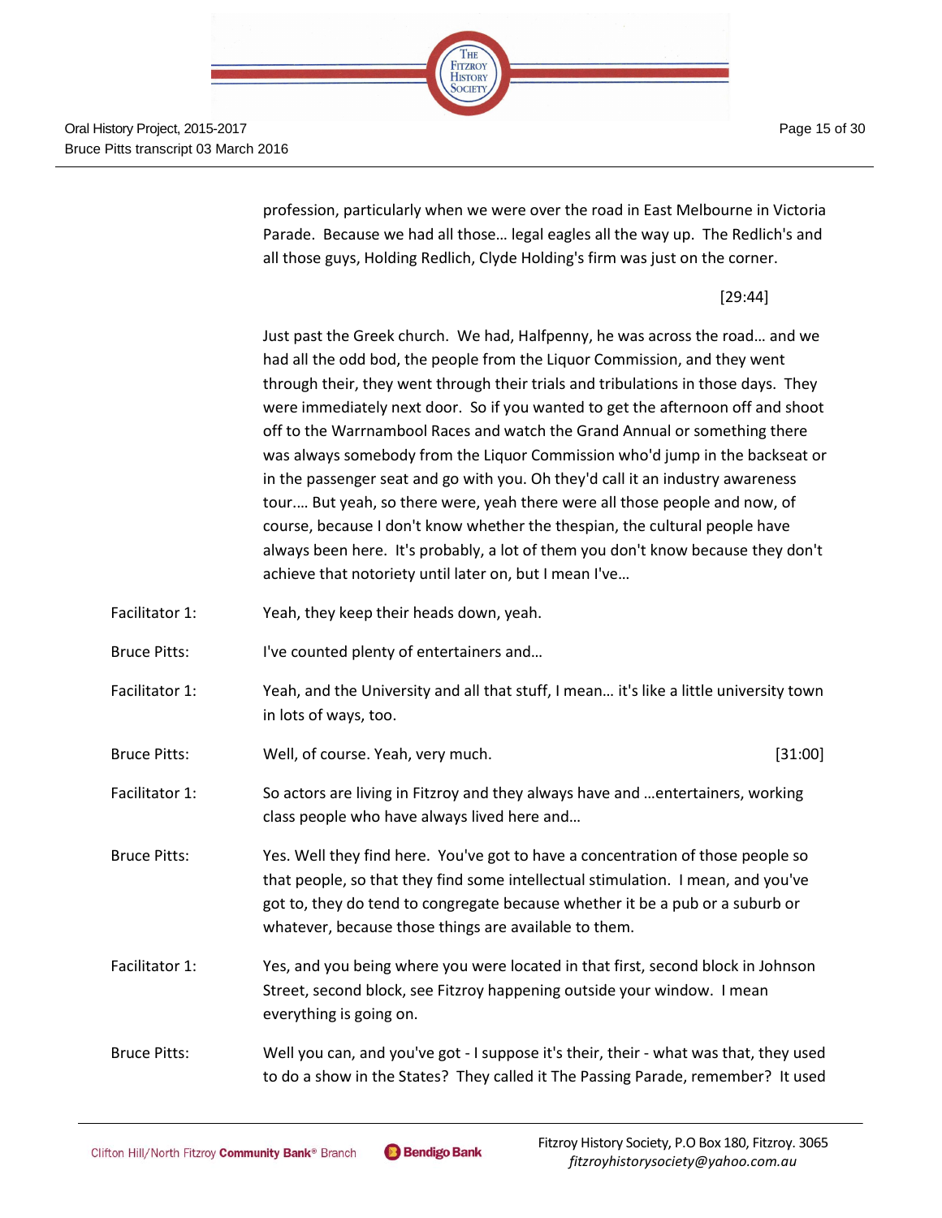profession, particularly when we were over the road in East Melbourne in Victoria Parade. Because we had all those… legal eagles all the way up. The Redlich's and all those guys, Holding Redlich, Clyde Holding's firm was just on the corner.

[29:44]

Just past the Greek church. We had, Halfpenny, he was across the road… and we had all the odd bod, the people from the Liquor Commission, and they went through their, they went through their trials and tribulations in those days. They were immediately next door. So if you wanted to get the afternoon off and shoot off to the Warrnambool Races and watch the Grand Annual or something there was always somebody from the Liquor Commission who'd jump in the backseat or in the passenger seat and go with you. Oh they'd call it an industry awareness tour…. But yeah, so there were, yeah there were all those people and now, of course, because I don't know whether the thespian, the cultural people have always been here. It's probably, a lot of them you don't know because they don't achieve that notoriety until later on, but I mean I've…

Facilitator 1: Yeah, they keep their heads down, yeah.

Bruce Pitts: I've counted plenty of entertainers and…

Facilitator 1: Yeah, and the University and all that stuff, I mean… it's like a little university town in lots of ways, too.

Bruce Pitts: Well, of course. Yeah, very much. [31:00]

Facilitator 1: So actors are living in Fitzroy and they always have and …entertainers, working class people who have always lived here and…

Bruce Pitts: Yes. Well they find here. You've got to have a concentration of those people so that people, so that they find some intellectual stimulation. I mean, and you've got to, they do tend to congregate because whether it be a pub or a suburb or whatever, because those things are available to them.

Facilitator 1: Yes, and you being where you were located in that first, second block in Johnson Street, second block, see Fitzroy happening outside your window. I mean everything is going on.

Bruce Pitts: Well you can, and you've got - I suppose it's their, their - what was that, they used to do a show in the States? They called it The Passing Parade, remember? It used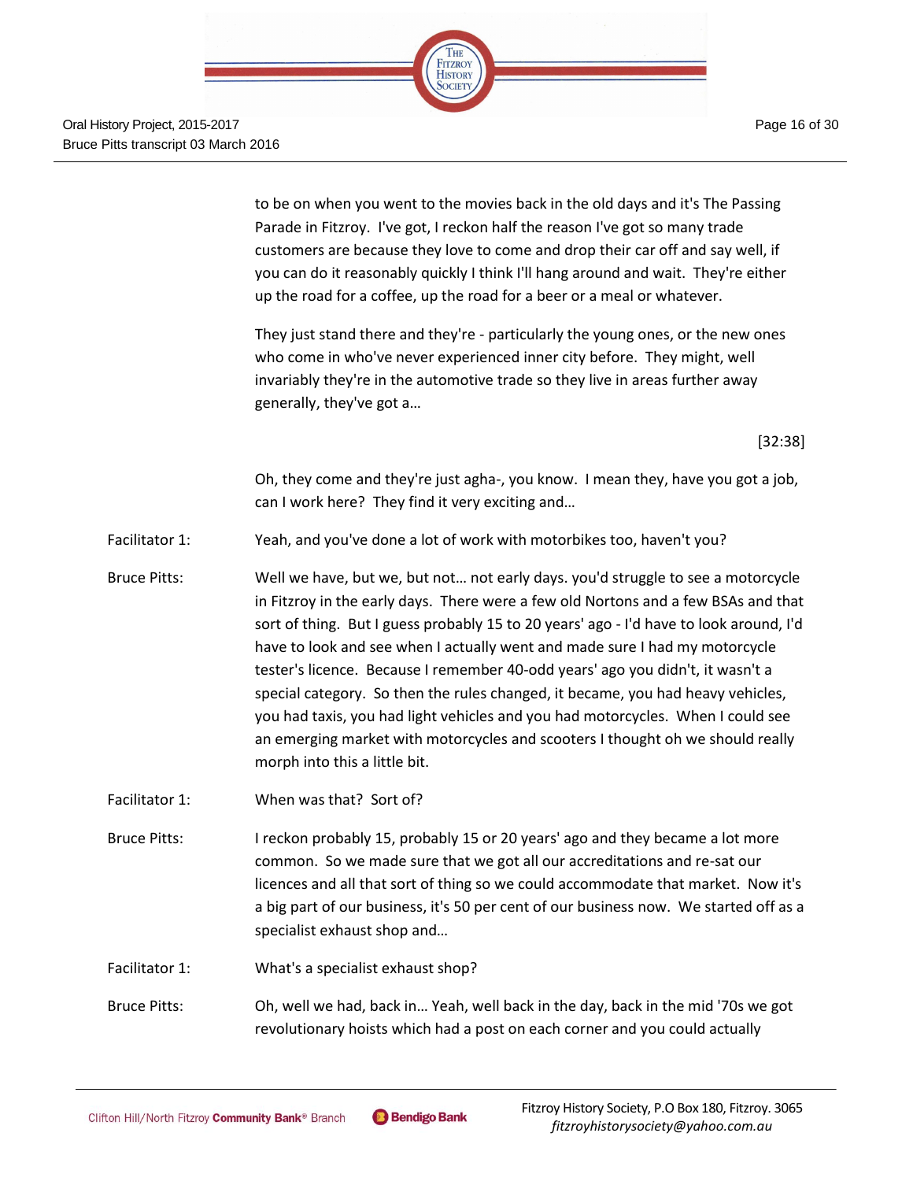to be on when you went to the movies back in the old days and it's The Passing Parade in Fitzroy. I've got, I reckon half the reason I've got so many trade customers are because they love to come and drop their car off and say well, if you can do it reasonably quickly I think I'll hang around and wait. They're either up the road for a coffee, up the road for a beer or a meal or whatever.

They just stand there and they're - particularly the young ones, or the new ones who come in who've never experienced inner city before. They might, well invariably they're in the automotive trade so they live in areas further away generally, they've got a…

[32:38]

Oh, they come and they're just agha-, you know. I mean they, have you got a job, can I work here? They find it very exciting and…

Facilitator 1: Yeah, and you've done a lot of work with motorbikes too, haven't you?

Bruce Pitts: Well we have, but we, but not… not early days. you'd struggle to see a motorcycle in Fitzroy in the early days. There were a few old Nortons and a few BSAs and that sort of thing. But I guess probably 15 to 20 years' ago - I'd have to look around, I'd have to look and see when I actually went and made sure I had my motorcycle tester's licence. Because I remember 40-odd years' ago you didn't, it wasn't a special category. So then the rules changed, it became, you had heavy vehicles, you had taxis, you had light vehicles and you had motorcycles. When I could see an emerging market with motorcycles and scooters I thought oh we should really morph into this a little bit.

Facilitator 1: When was that? Sort of?

Bruce Pitts: I reckon probably 15, probably 15 or 20 years' ago and they became a lot more common. So we made sure that we got all our accreditations and re-sat our licences and all that sort of thing so we could accommodate that market. Now it's a big part of our business, it's 50 per cent of our business now. We started off as a specialist exhaust shop and…

Facilitator 1: What's a specialist exhaust shop?

Bruce Pitts: Oh, well we had, back in… Yeah, well back in the day, back in the mid '70s we got revolutionary hoists which had a post on each corner and you could actually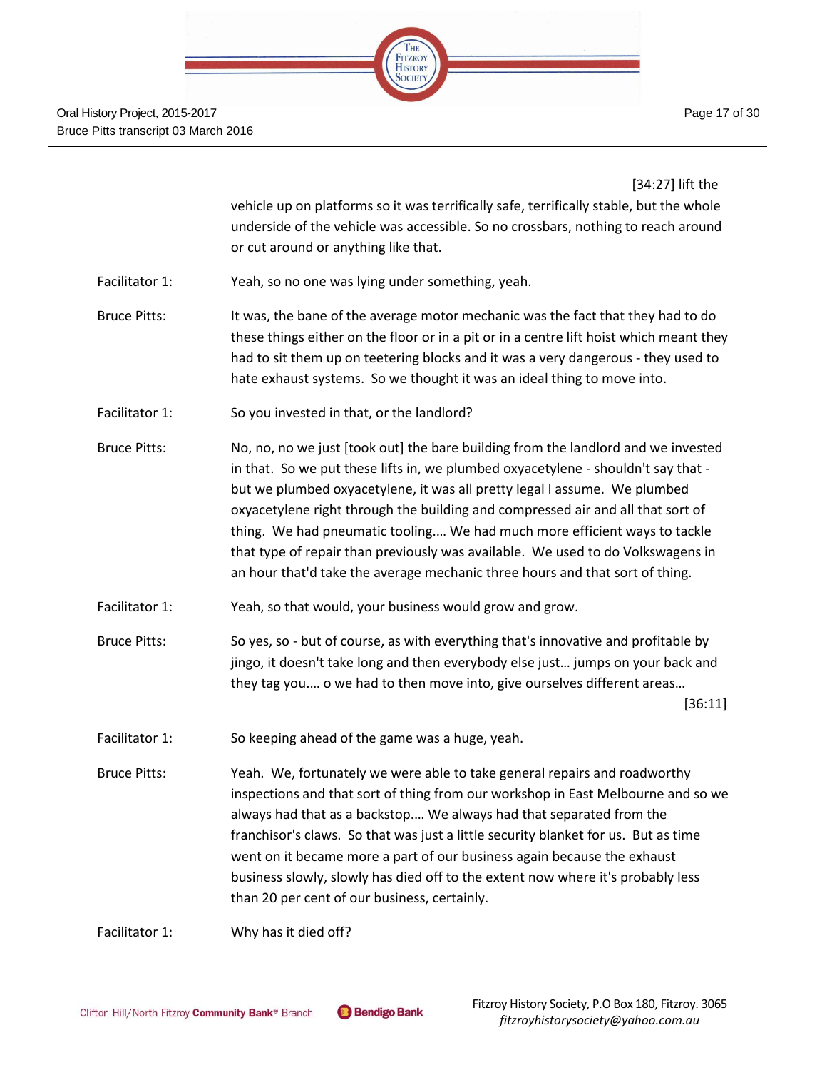[34:27] lift the vehicle up on platforms so it was terrifically safe, terrifically stable, but the whole underside of the vehicle was accessible. So no crossbars, nothing to reach around or cut around or anything like that.

Facilitator 1: Yeah, so no one was lying under something, yeah.

Bruce Pitts: It was, the bane of the average motor mechanic was the fact that they had to do these things either on the floor or in a pit or in a centre lift hoist which meant they had to sit them up on teetering blocks and it was a very dangerous - they used to hate exhaust systems. So we thought it was an ideal thing to move into.

Facilitator 1: So you invested in that, or the landlord?

Bruce Pitts: No, no, no we just [took out] the bare building from the landlord and we invested in that. So we put these lifts in, we plumbed oxyacetylene - shouldn't say that - but we plumbed oxyacetylene, it was all pretty legal I assume. We plumbed oxyacetylene right through the building and compressed air and all that sort of thing. We had pneumatic tooling.... We had much more efficient ways to tackle that type of repair than previously was available. We used to do Volkswagens in an hour that'd take the average mechanic three hours and that sort of thing.

Facilitator 1: Yeah, so that would, your business would grow and grow.

Bruce Pitts: So yes, so - but of course, as with everything that's innovative and profitable by jingo, it doesn't take long and then everybody else just... jumps on your back and they tag you.... o we had to then move into, give ourselves different areas... [36:11]

Facilitator 1: So keeping ahead of the game was a huge, yeah.

Bruce Pitts: Yeah. We, fortunately we were able to take general repairs and roadworthy inspections and that sort of thing from our workshop in East Melbourne and so we always had that as a backstop.... We always had that separated from the franchisor's claws. So that was just a little security blanket for us. But as time went on it became more a part of our business again because the exhaust business slowly, slowly has died off to the extent now where it's probably less than 20 per cent of our business, certainly.

Facilitator 1: Why has it died off?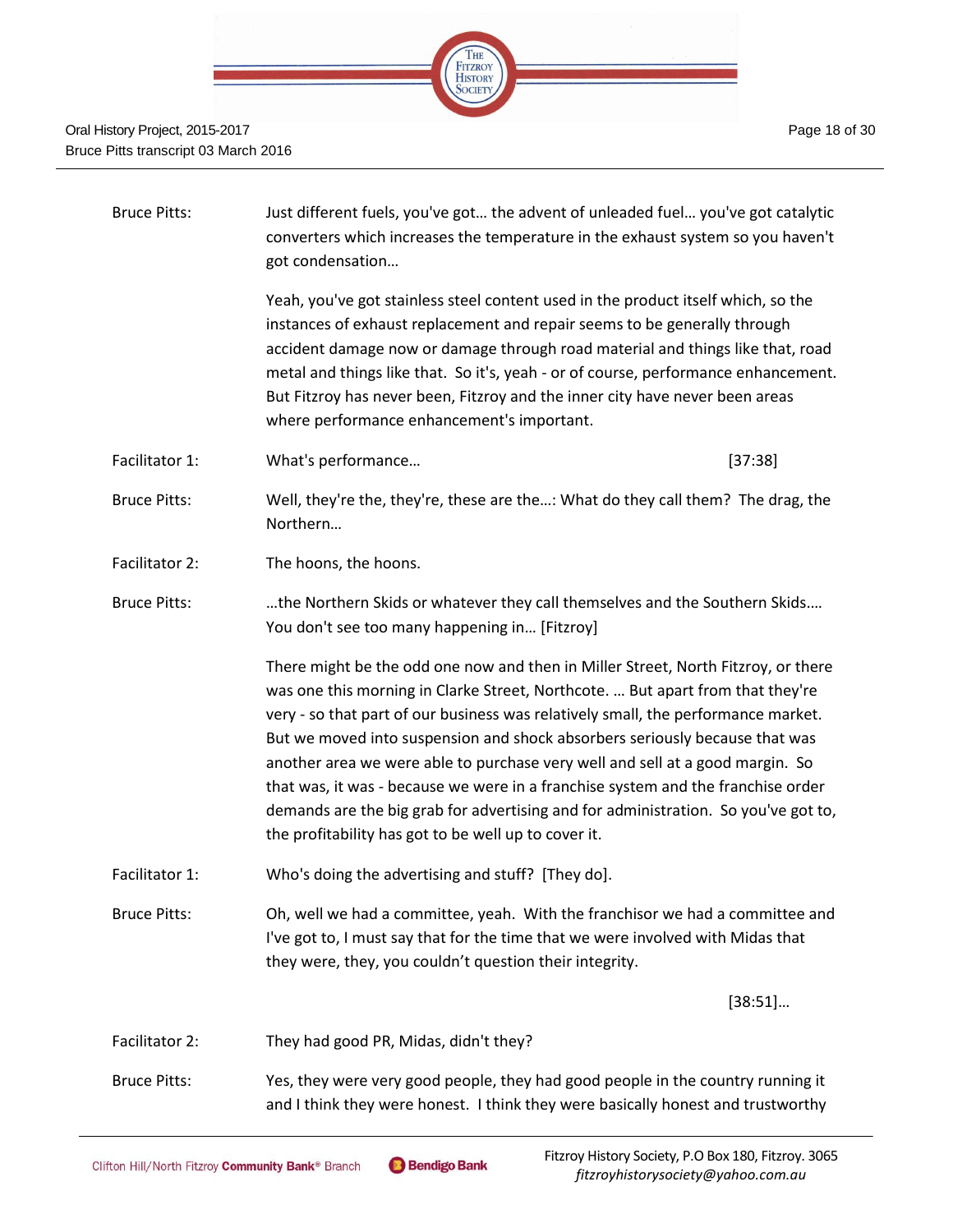Bruce Pitts: Just different fuels, you've got… the advent of unleaded fuel… you've got catalytic converters which increases the temperature in the exhaust system so you haven't got condensation…

Yeah, you've got stainless steel content used in the product itself which, so the instances of exhaust replacement and repair seems to be generally through accident damage now or damage through road material and things like that, road metal and things like that. So it's, yeah - or of course, performance enhancement. But Fitzroy has never been, Fitzroy and the inner city have never been areas where performance enhancement's important.

Facilitator 1: What's performance… [37:38]

Bruce Pitts: Well, they're the, they're, these are the…: What do they call them? The drag, the Northern…

Facilitator 2: The hoons, the hoons.

Bruce Pitts: …the Northern Skids or whatever they call themselves and the Southern Skids…. You don't see too many happening in… [Fitzroy]

There might be the odd one now and then in Miller Street, North Fitzroy, or there was one this morning in Clarke Street, Northcote. … But apart from that they're very - so that part of our business was relatively small, the performance market. But we moved into suspension and shock absorbers seriously because that was another area we were able to purchase very well and sell at a good margin. So that was, it was - because we were in a franchise system and the franchise order demands are the big grab for advertising and for administration. So you've got to, the profitability has got to be well up to cover it.

Facilitator 1: Who's doing the advertising and stuff? [They do].

Bruce Pitts: Oh, well we had a committee, yeah. With the franchisor we had a committee and I've got to, I must say that for the time that we were involved with Midas that they were, they, you couldn't question their integrity.

[38:51]…

Facilitator 2: They had good PR, Midas, didn't they?

Bruce Pitts: Yes, they were very good people, they had good people in the country running it and I think they were honest. I think they were basically honest and trustworthy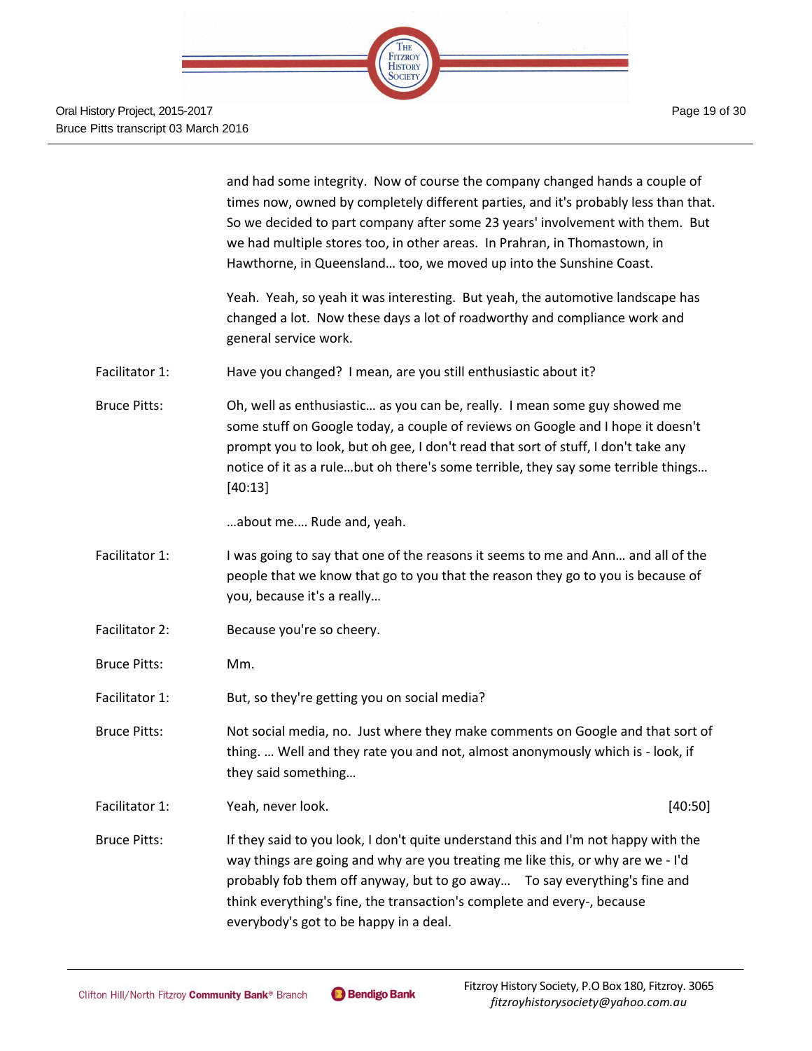and had some integrity. Now of course the company changed hands a couple of times now, owned by completely different parties, and it's probably less than that. So we decided to part company after some 23 years' involvement with them. But we had multiple stores too, in other areas. In Prahran, in Thomastown, in Hawthorne, in Queensland… too, we moved up into the Sunshine Coast.

Yeah. Yeah, so yeah it was interesting. But yeah, the automotive landscape has changed a lot. Now these days a lot of roadworthy and compliance work and general service work.

**Facilitator 1:** Have you changed? I mean, are you still enthusiastic about it?

**Bruce Pitts:** Oh, well as enthusiastic… as you can be, really. I mean some guy showed me some stuff on Google today, a couple of reviews on Google and I hope it doesn't prompt you to look, but oh gee, I don't read that sort of stuff, I don't take any notice of it as a rule…but oh there's some terrible, they say some terrible things… [40:13]

…about me.… Rude and, yeah.

**Facilitator 1:** I was going to say that one of the reasons it seems to me and Ann… and all of the people that we know that go to you that the reason they go to you is because of you, because it's a really…

**Facilitator 2:** Because you're so cheery.

**Bruce Pitts:** Mm.

**Facilitator 1:** But, so they're getting you on social media?

**Bruce Pitts:** Not social media, no. Just where they make comments on Google and that sort of thing. … Well and they rate you and not, almost anonymously which is - look, if they said something…

**Facilitator 1:** Yeah, never look. [40:50]

**Bruce Pitts:** If they said to you look, I don't quite understand this and I'm not happy with the way things are going and why are you treating me like this, or why are we - I'd probably fob them off anyway, but to go away… To say everything's fine and think everything's fine, the transaction's complete and every-, because everybody's got to be happy in a deal.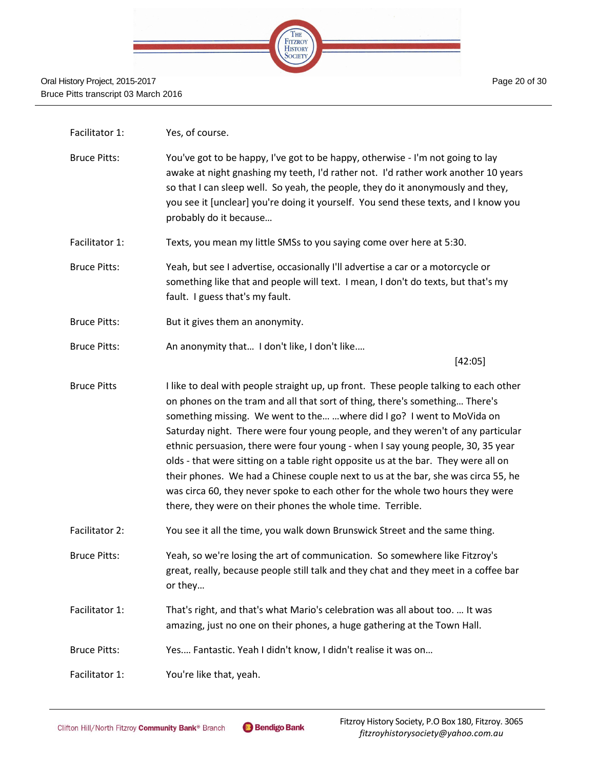Facilitator 1: Yes, of course.

Bruce Pitts: You've got to be happy, I've got to be happy, otherwise - I'm not going to lay awake at night gnashing my teeth, I'd rather not. I'd rather work another 10 years so that I can sleep well. So yeah, the people, they do it anonymously and they, you see it [unclear] you're doing it yourself. You send these texts, and I know you probably do it because…

Facilitator 1: Texts, you mean my little SMSs to you saying come over here at 5:30.

Bruce Pitts: Yeah, but see I advertise, occasionally I'll advertise a car or a motorcycle or something like that and people will text. I mean, I don't do texts, but that's my fault. I guess that's my fault.

Bruce Pitts: But it gives them an anonymity.

Bruce Pitts: An anonymity that… I don't like, I don't like….

[42:05]

Bruce Pitts I like to deal with people straight up, up front. These people talking to each other on phones on the tram and all that sort of thing, there's something… There's something missing. We went to the… …where did I go? I went to MoVida on Saturday night. There were four young people, and they weren't of any particular ethnic persuasion, there were four young - when I say young people, 30, 35 year olds - that were sitting on a table right opposite us at the bar. They were all on their phones. We had a Chinese couple next to us at the bar, she was circa 55, he was circa 60, they never spoke to each other for the whole two hours they were there, they were on their phones the whole time. Terrible.

Facilitator 2: You see it all the time, you walk down Brunswick Street and the same thing.

Bruce Pitts: Yeah, so we're losing the art of communication. So somewhere like Fitzroy's great, really, because people still talk and they chat and they meet in a coffee bar or they…

Facilitator 1: That's right, and that's what Mario's celebration was all about too. … It was amazing, just no one on their phones, a huge gathering at the Town Hall.

Bruce Pitts: Yes…. Fantastic. Yeah I didn't know, I didn't realise it was on…

Facilitator 1: You're like that, yeah.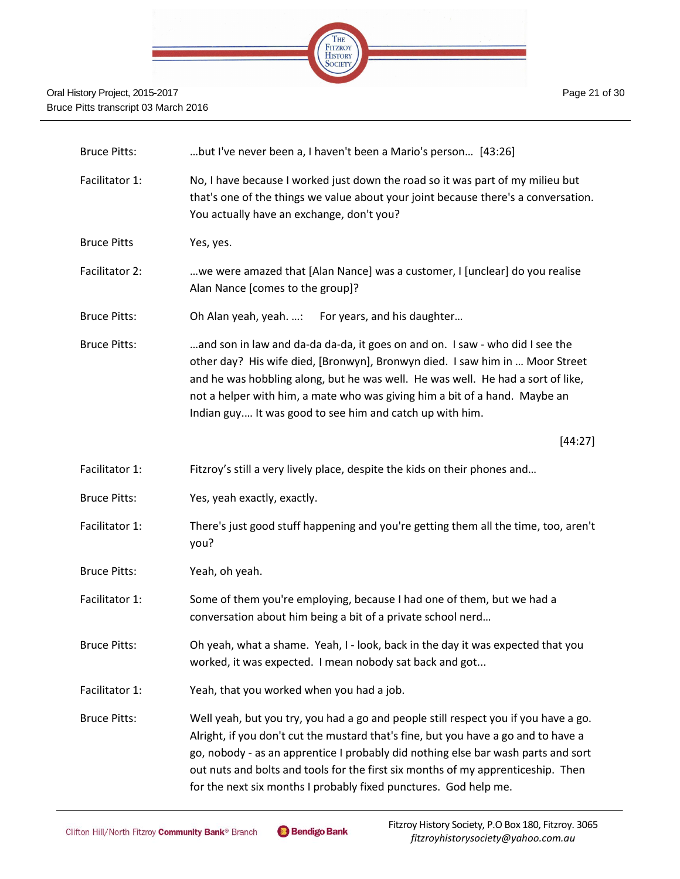| | |
|---|---|
| Bruce Pitts: | …but I've never been a, I haven't been a Mario's person… [43:26] |
| Facilitator 1: | No, I have because I worked just down the road so it was part of my milieu but that's one of the things we value about your joint because there's a conversation. You actually have an exchange, don't you? |
| Bruce Pitts | Yes, yes. |
| Facilitator 2: | …we were amazed that [Alan Nance] was a customer, I [unclear] do you realise Alan Nance [comes to the group]? |
| Bruce Pitts: | Oh Alan yeah, yeah. …: For years, and his daughter… |
| Bruce Pitts: | …and son in law and da-da da-da, it goes on and on. I saw - who did I see the other day? His wife died, [Bronwyn], Bronwyn died. I saw him in … Moor Street and he was hobbling along, but he was well. He was well. He had a sort of like, not a helper with him, a mate who was giving him a bit of a hand. Maybe an Indian guy…. It was good to see him and catch up with him. |
| | [44:27] |
| Facilitator 1: | Fitzroy's still a very lively place, despite the kids on their phones and… |
| Bruce Pitts: | Yes, yeah exactly, exactly. |
| Facilitator 1: | There's just good stuff happening and you're getting them all the time, too, aren't you? |
| Bruce Pitts: | Yeah, oh yeah. |
| Facilitator 1: | Some of them you're employing, because I had one of them, but we had a conversation about him being a bit of a private school nerd… |
| Bruce Pitts: | Oh yeah, what a shame. Yeah, I - look, back in the day it was expected that you worked, it was expected. I mean nobody sat back and got... |
| Facilitator 1: | Yeah, that you worked when you had a job. |
| Bruce Pitts: | Well yeah, but you try, you had a go and people still respect you if you have a go. Alright, if you don't cut the mustard that's fine, but you have a go and to have a go, nobody - as an apprentice I probably did nothing else bar wash parts and sort out nuts and bolts and tools for the first six months of my apprenticeship. Then for the next six months I probably fixed punctures. God help me. |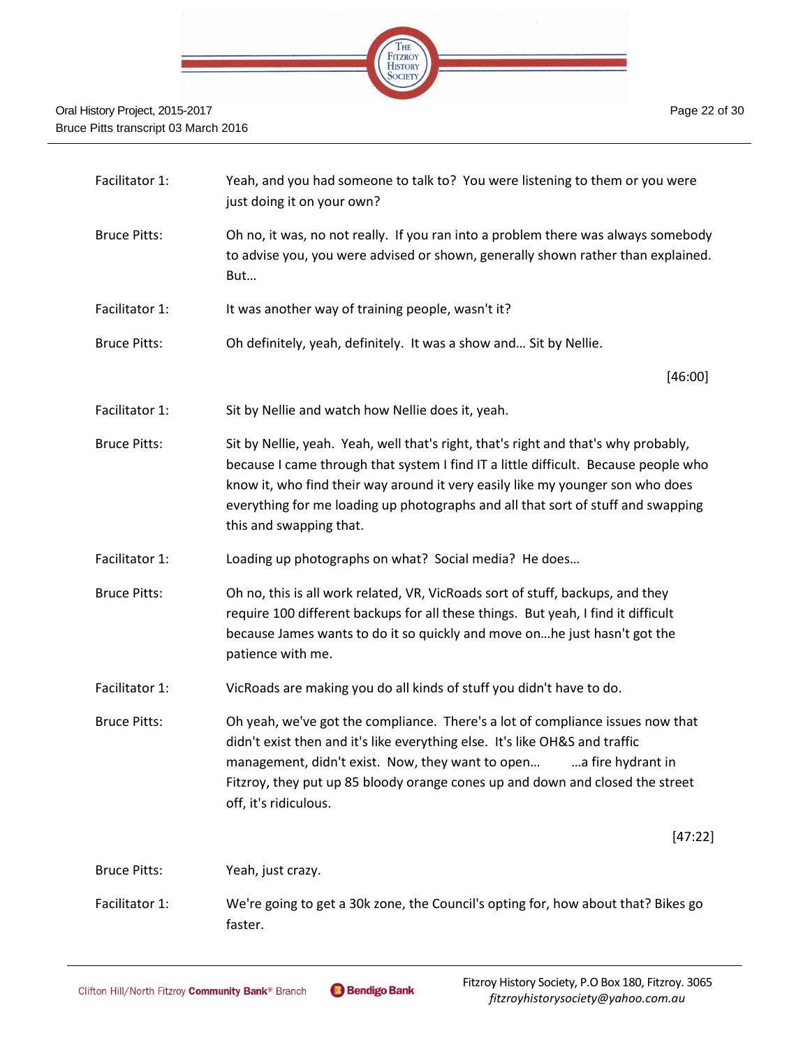| | |
|---|---|
| Facilitator 1: | Yeah, and you had someone to talk to? You were listening to them or you were just doing it on your own? |
| Bruce Pitts: | Oh no, it was, no not really. If you ran into a problem there was always somebody to advise you, you were advised or shown, generally shown rather than explained. But… |
| Facilitator 1: | It was another way of training people, wasn't it? |
| Bruce Pitts: | Oh definitely, yeah, definitely. It was a show and… Sit by Nellie. |

[46:00]

| | |
|---|---|
| Facilitator 1: | Sit by Nellie and watch how Nellie does it, yeah. |
| Bruce Pitts: | Sit by Nellie, yeah. Yeah, well that's right, that's right and that's why probably, because I came through that system I find IT a little difficult. Because people who know it, who find their way around it very easily like my younger son who does everything for me loading up photographs and all that sort of stuff and swapping this and swapping that. |
| Facilitator 1: | Loading up photographs on what? Social media? He does… |
| Bruce Pitts: | Oh no, this is all work related, VR, VicRoads sort of stuff, backups, and they require 100 different backups for all these things. But yeah, I find it difficult because James wants to do it so quickly and move on…he just hasn't got the patience with me. |
| Facilitator 1: | VicRoads are making you do all kinds of stuff you didn't have to do. |
| Bruce Pitts: | Oh yeah, we've got the compliance. There's a lot of compliance issues now that didn't exist then and it's like everything else. It's like OH&S and traffic management, didn't exist. Now, they want to open… …a fire hydrant in Fitzroy, they put up 85 bloody orange cones up and down and closed the street off, it's ridiculous. |

[47:22]

| | |
|---|---|
| Bruce Pitts: | Yeah, just crazy. |
| Facilitator 1: | We're going to get a 30k zone, the Council's opting for, how about that? Bikes go faster. |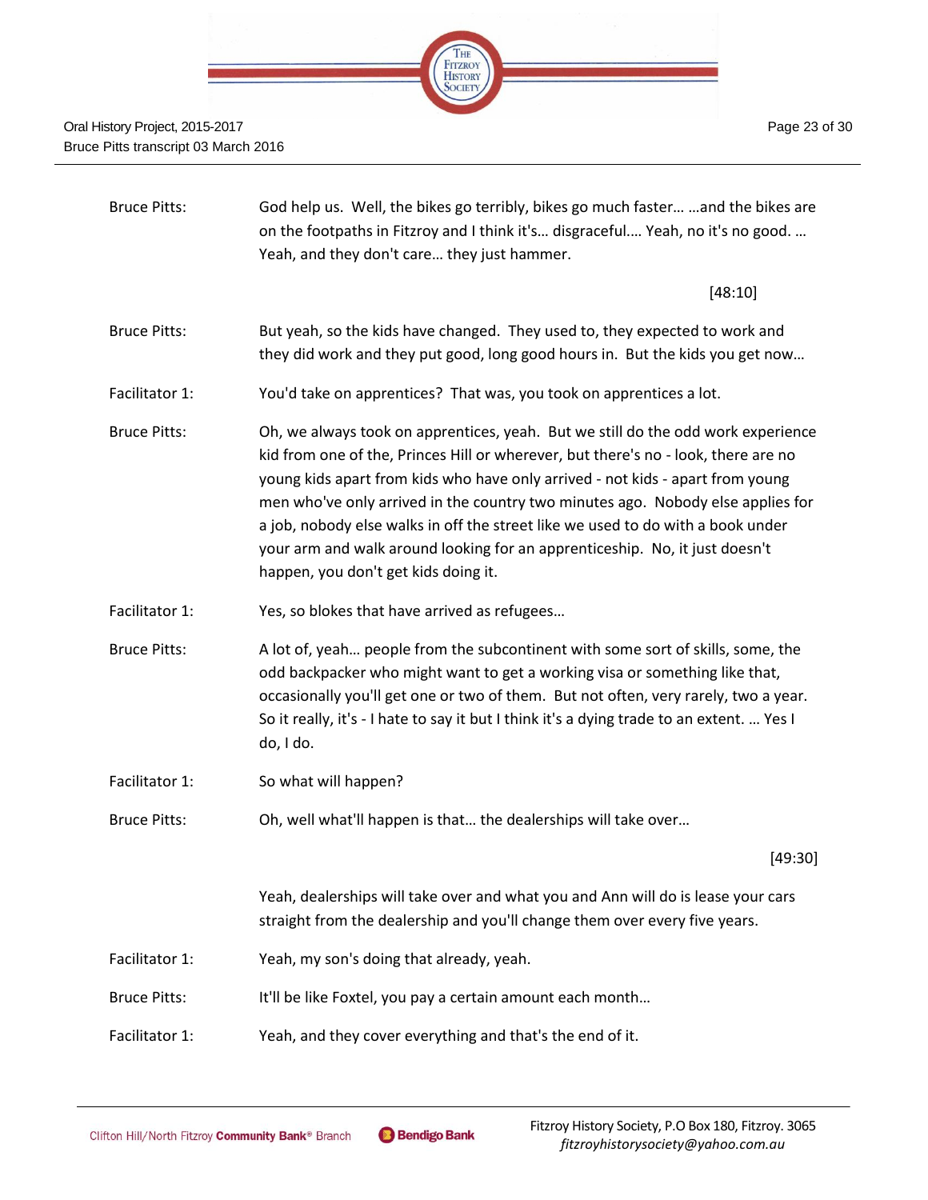**Bruce Pitts:** God help us. Well, the bikes go terribly, bikes go much faster… …and the bikes are on the footpaths in Fitzroy and I think it's… disgraceful…. Yeah, no it's no good. … Yeah, and they don't care… they just hammer.

[48:10]

**Bruce Pitts:** But yeah, so the kids have changed. They used to, they expected to work and they did work and they put good, long good hours in. But the kids you get now…

**Facilitator 1:** You'd take on apprentices? That was, you took on apprentices a lot.

**Bruce Pitts:** Oh, we always took on apprentices, yeah. But we still do the odd work experience kid from one of the, Princes Hill or wherever, but there's no - look, there are no young kids apart from kids who have only arrived - not kids - apart from young men who've only arrived in the country two minutes ago. Nobody else applies for a job, nobody else walks in off the street like we used to do with a book under your arm and walk around looking for an apprenticeship. No, it just doesn't happen, you don't get kids doing it.

**Facilitator 1:** Yes, so blokes that have arrived as refugees…

**Bruce Pitts:** A lot of, yeah… people from the subcontinent with some sort of skills, some, the odd backpacker who might want to get a working visa or something like that, occasionally you'll get one or two of them. But not often, very rarely, two a year. So it really, it's - I hate to say it but I think it's a dying trade to an extent. … Yes I do, I do.

**Facilitator 1:** So what will happen?

**Bruce Pitts:** Oh, well what'll happen is that… the dealerships will take over…

[49:30]

Yeah, dealerships will take over and what you and Ann will do is lease your cars straight from the dealership and you'll change them over every five years.

**Facilitator 1:** Yeah, my son's doing that already, yeah.

**Bruce Pitts:** It'll be like Foxtel, you pay a certain amount each month…

**Facilitator 1:** Yeah, and they cover everything and that's the end of it.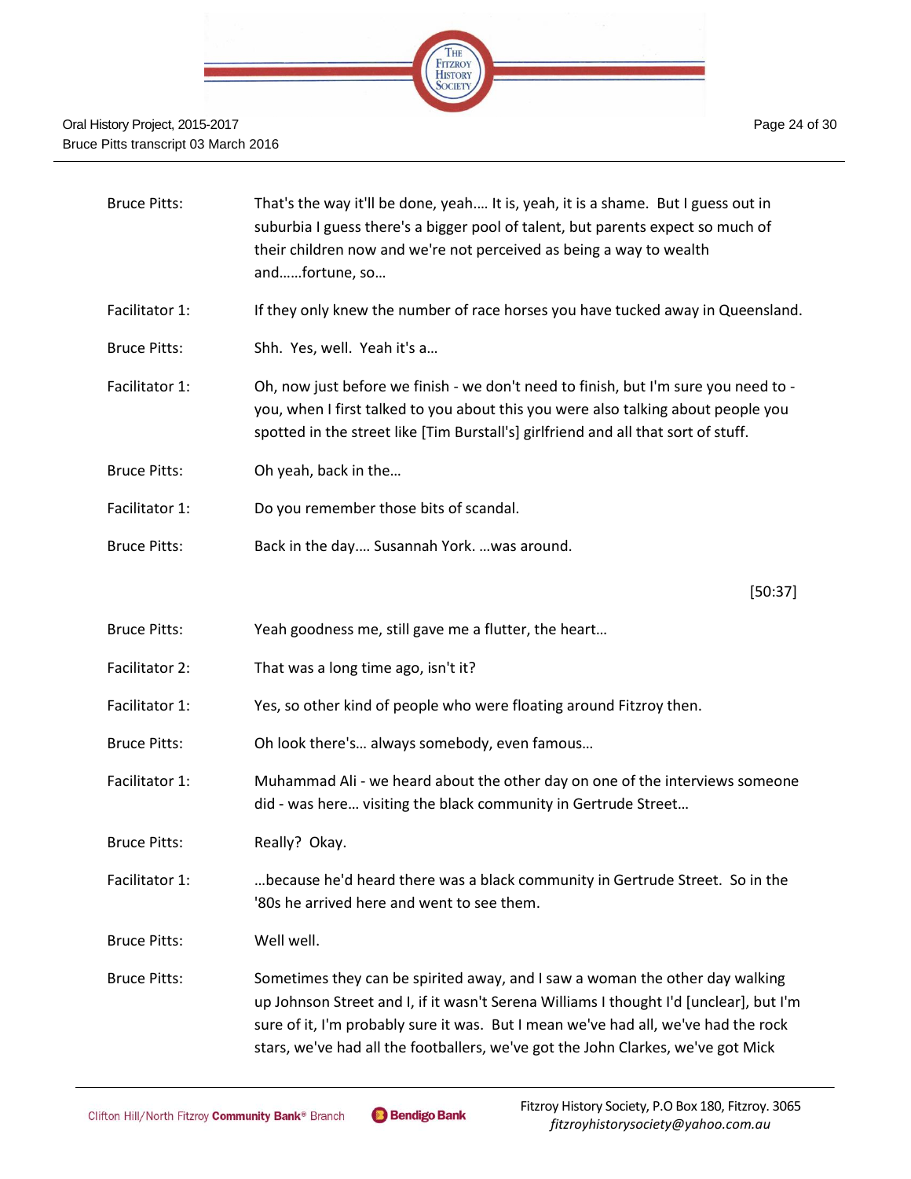| | |
|---|---|
| Bruce Pitts: | That's the way it'll be done, yeah.... It is, yeah, it is a shame. But I guess out in suburbia I guess there's a bigger pool of talent, but parents expect so much of their children now and we're not perceived as being a way to wealth and......fortune, so... |
| Facilitator 1: | If they only knew the number of race horses you have tucked away in Queensland. |
| Bruce Pitts: | Shh. Yes, well. Yeah it's a... |
| Facilitator 1: | Oh, now just before we finish - we don't need to finish, but I'm sure you need to - you, when I first talked to you about this you were also talking about people you spotted in the street like [Tim Burstall's] girlfriend and all that sort of stuff. |
| Bruce Pitts: | Oh yeah, back in the... |
| Facilitator 1: | Do you remember those bits of scandal. |
| Bruce Pitts: | Back in the day.... Susannah York. ...was around. |

[50:37]

| | |
|---|---|
| Bruce Pitts: | Yeah goodness me, still gave me a flutter, the heart... |
| Facilitator 2: | That was a long time ago, isn't it? |
| Facilitator 1: | Yes, so other kind of people who were floating around Fitzroy then. |
| Bruce Pitts: | Oh look there's... always somebody, even famous... |
| Facilitator 1: | Muhammad Ali - we heard about the other day on one of the interviews someone did - was here... visiting the black community in Gertrude Street... |
| Bruce Pitts: | Really? Okay. |
| Facilitator 1: | ...because he'd heard there was a black community in Gertrude Street. So in the '80s he arrived here and went to see them. |
| Bruce Pitts: | Well well. |
| Bruce Pitts: | Sometimes they can be spirited away, and I saw a woman the other day walking up Johnson Street and I, if it wasn't Serena Williams I thought I'd [unclear], but I'm sure of it, I'm probably sure it was. But I mean we've had all, we've had the rock stars, we've had all the footballers, we've got the John Clarkes, we've got Mick |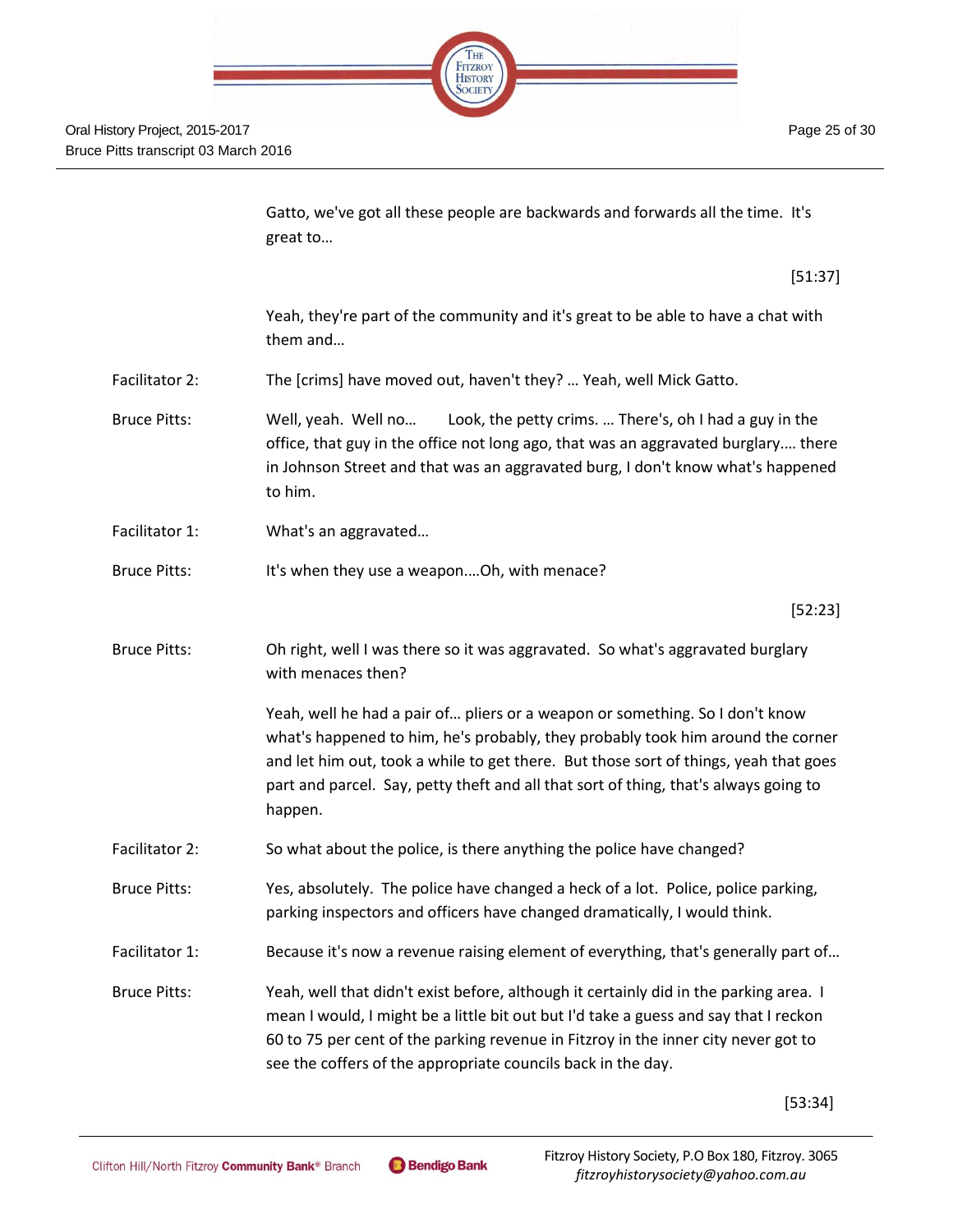Gatto, we've got all these people are backwards and forwards all the time. It's great to…

[51:37]

Yeah, they're part of the community and it's great to be able to have a chat with them and…

Facilitator 2: The [crims] have moved out, haven't they? … Yeah, well Mick Gatto.

Bruce Pitts: Well, yeah. Well no… Look, the petty crims. … There's, oh I had a guy in the office, that guy in the office not long ago, that was an aggravated burglary…. there in Johnson Street and that was an aggravated burg, I don't know what's happened to him.

Facilitator 1: What's an aggravated…

Bruce Pitts: It's when they use a weapon….Oh, with menace?

[52:23]

Bruce Pitts: Oh right, well I was there so it was aggravated. So what's aggravated burglary with menaces then?

Yeah, well he had a pair of… pliers or a weapon or something. So I don't know what's happened to him, he's probably, they probably took him around the corner and let him out, took a while to get there. But those sort of things, yeah that goes part and parcel. Say, petty theft and all that sort of thing, that's always going to happen.

Facilitator 2: So what about the police, is there anything the police have changed?

Bruce Pitts: Yes, absolutely. The police have changed a heck of a lot. Police, police parking, parking inspectors and officers have changed dramatically, I would think.

Facilitator 1: Because it's now a revenue raising element of everything, that's generally part of…

Bruce Pitts: Yeah, well that didn't exist before, although it certainly did in the parking area. I mean I would, I might be a little bit out but I'd take a guess and say that I reckon 60 to 75 per cent of the parking revenue in Fitzroy in the inner city never got to see the coffers of the appropriate councils back in the day.

[53:34]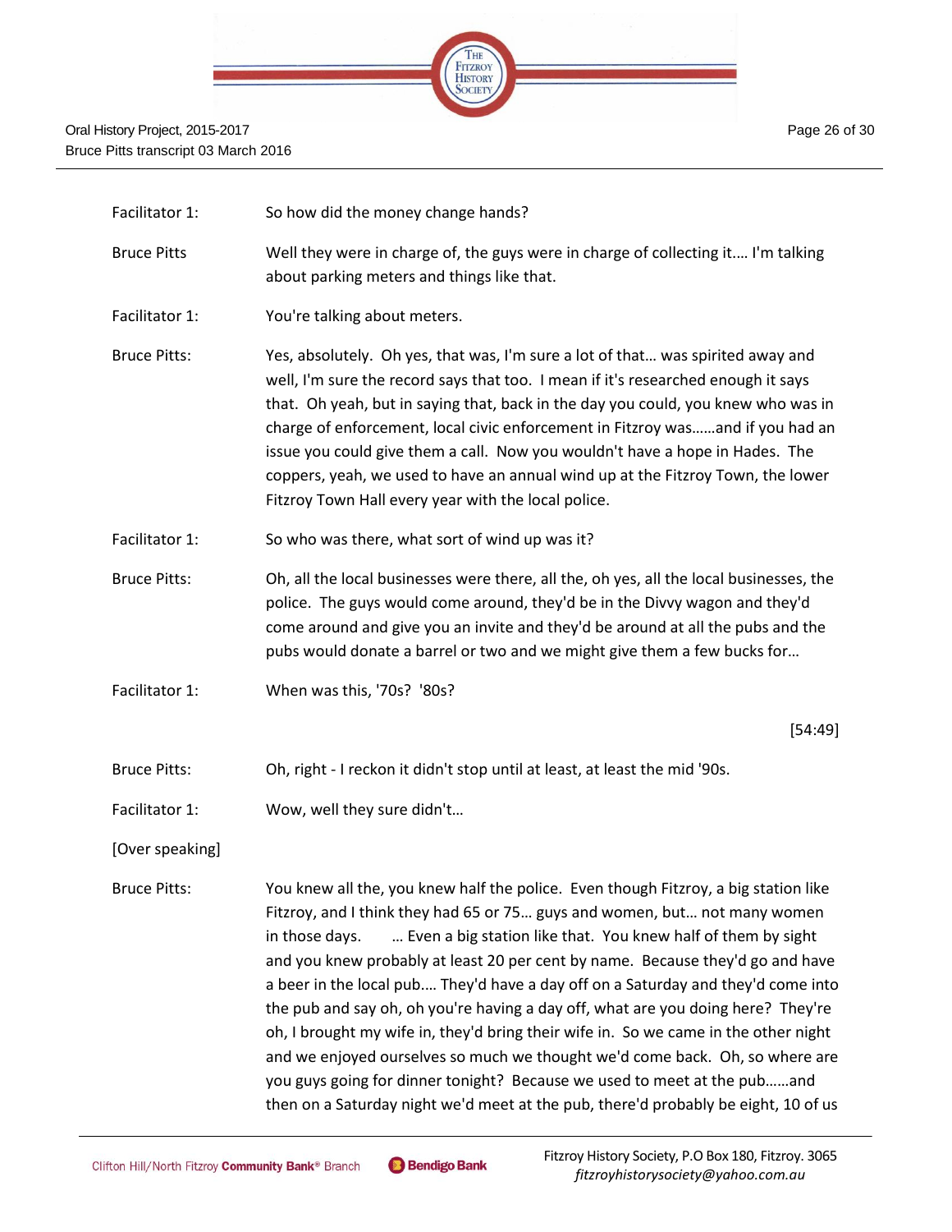Facilitator 1: So how did the money change hands?

Bruce Pitts Well they were in charge of, the guys were in charge of collecting it.... I'm talking about parking meters and things like that.

Facilitator 1: You're talking about meters.

Bruce Pitts: Yes, absolutely. Oh yes, that was, I'm sure a lot of that… was spirited away and well, I'm sure the record says that too. I mean if it's researched enough it says that. Oh yeah, but in saying that, back in the day you could, you knew who was in charge of enforcement, local civic enforcement in Fitzroy was……and if you had an issue you could give them a call. Now you wouldn't have a hope in Hades. The coppers, yeah, we used to have an annual wind up at the Fitzroy Town, the lower Fitzroy Town Hall every year with the local police.

Facilitator 1: So who was there, what sort of wind up was it?

Bruce Pitts: Oh, all the local businesses were there, all the, oh yes, all the local businesses, the police. The guys would come around, they'd be in the Divvy wagon and they'd come around and give you an invite and they'd be around at all the pubs and the pubs would donate a barrel or two and we might give them a few bucks for…

Facilitator 1: When was this, '70s? '80s?

[54:49]

Bruce Pitts: Oh, right - I reckon it didn't stop until at least, at least the mid '90s.

Facilitator 1: Wow, well they sure didn't…

[Over speaking]

Bruce Pitts: You knew all the, you knew half the police. Even though Fitzroy, a big station like Fitzroy, and I think they had 65 or 75… guys and women, but… not many women in those days. … Even a big station like that. You knew half of them by sight and you knew probably at least 20 per cent by name. Because they'd go and have a beer in the local pub.... They'd have a day off on a Saturday and they'd come into the pub and say oh, oh you're having a day off, what are you doing here? They're oh, I brought my wife in, they'd bring their wife in. So we came in the other night and we enjoyed ourselves so much we thought we'd come back. Oh, so where are you guys going for dinner tonight? Because we used to meet at the pub……and then on a Saturday night we'd meet at the pub, there'd probably be eight, 10 of us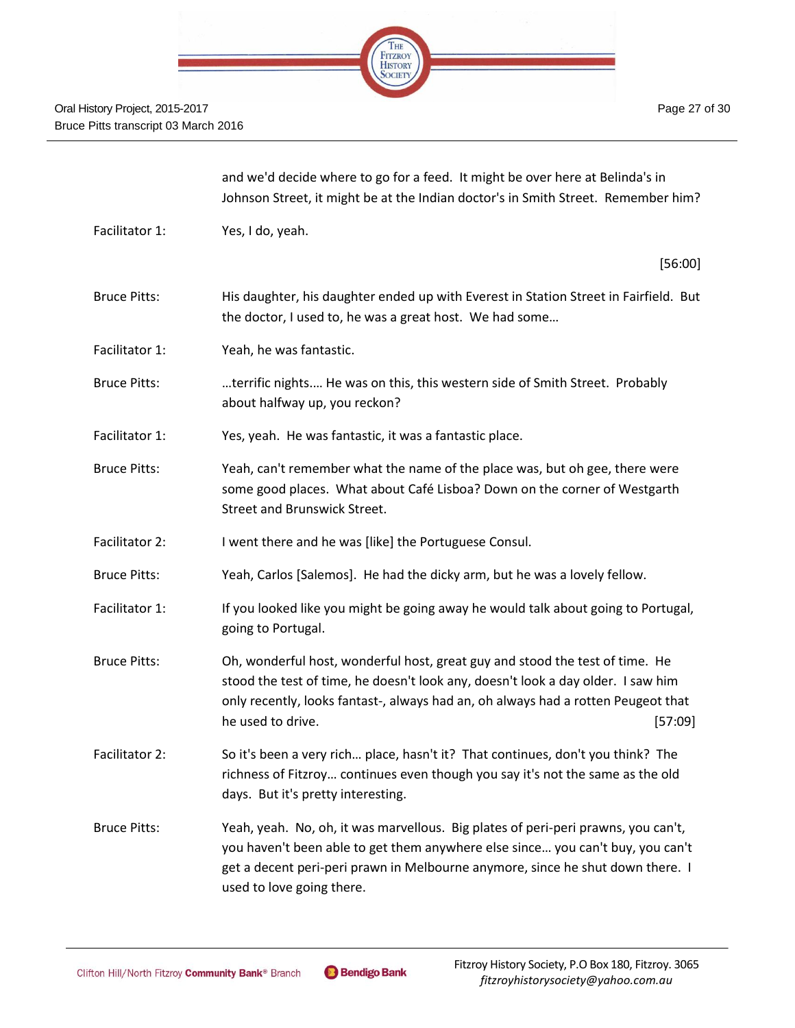and we'd decide where to go for a feed. It might be over here at Belinda's in Johnson Street, it might be at the Indian doctor's in Smith Street. Remember him?

Facilitator 1: Yes, I do, yeah.

[56:00]

Bruce Pitts: His daughter, his daughter ended up with Everest in Station Street in Fairfield. But the doctor, I used to, he was a great host. We had some…

Facilitator 1: Yeah, he was fantastic.

Bruce Pitts: …terrific nights…. He was on this, this western side of Smith Street. Probably about halfway up, you reckon?

Facilitator 1: Yes, yeah. He was fantastic, it was a fantastic place.

Bruce Pitts: Yeah, can't remember what the name of the place was, but oh gee, there were some good places. What about Café Lisboa? Down on the corner of Westgarth Street and Brunswick Street.

Facilitator 2: I went there and he was [like] the Portuguese Consul.

Bruce Pitts: Yeah, Carlos [Salemos]. He had the dicky arm, but he was a lovely fellow.

Facilitator 1: If you looked like you might be going away he would talk about going to Portugal, going to Portugal.

Bruce Pitts: Oh, wonderful host, wonderful host, great guy and stood the test of time. He stood the test of time, he doesn't look any, doesn't look a day older. I saw him only recently, looks fantast-, always had an, oh always had a rotten Peugeot that he used to drive. [57:09]

Facilitator 2: So it's been a very rich… place, hasn't it? That continues, don't you think? The richness of Fitzroy… continues even though you say it's not the same as the old days. But it's pretty interesting.

Bruce Pitts: Yeah, yeah. No, oh, it was marvellous. Big plates of peri-peri prawns, you can't, you haven't been able to get them anywhere else since… you can't buy, you can't get a decent peri-peri prawn in Melbourne anymore, since he shut down there. I used to love going there.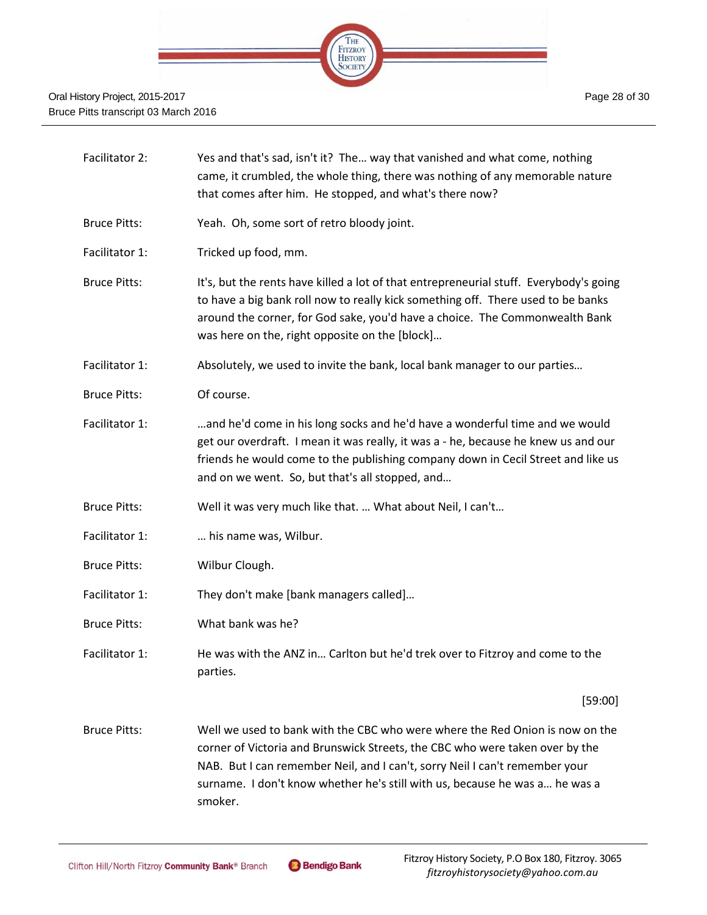| | |
|---|---|
| Facilitator 2: | Yes and that's sad, isn't it? The… way that vanished and what come, nothing came, it crumbled, the whole thing, there was nothing of any memorable nature that comes after him. He stopped, and what's there now? |
| Bruce Pitts: | Yeah. Oh, some sort of retro bloody joint. |
| Facilitator 1: | Tricked up food, mm. |
| Bruce Pitts: | It's, but the rents have killed a lot of that entrepreneurial stuff. Everybody's going to have a big bank roll now to really kick something off. There used to be banks around the corner, for God sake, you'd have a choice. The Commonwealth Bank was here on the, right opposite on the [block]… |
| Facilitator 1: | Absolutely, we used to invite the bank, local bank manager to our parties… |
| Bruce Pitts: | Of course. |
| Facilitator 1: | …and he'd come in his long socks and he'd have a wonderful time and we would get our overdraft. I mean it was really, it was a - he, because he knew us and our friends he would come to the publishing company down in Cecil Street and like us and on we went. So, but that's all stopped, and… |
| Bruce Pitts: | Well it was very much like that. … What about Neil, I can't… |
| Facilitator 1: | … his name was, Wilbur. |
| Bruce Pitts: | Wilbur Clough. |
| Facilitator 1: | They don't make [bank managers called]… |
| Bruce Pitts: | What bank was he? |
| Facilitator 1: | He was with the ANZ in… Carlton but he'd trek over to Fitzroy and come to the parties. |
| | [59:00] |
| Bruce Pitts: | Well we used to bank with the CBC who were where the Red Onion is now on the corner of Victoria and Brunswick Streets, the CBC who were taken over by the NAB. But I can remember Neil, and I can't, sorry Neil I can't remember your surname. I don't know whether he's still with us, because he was a… he was a smoker. |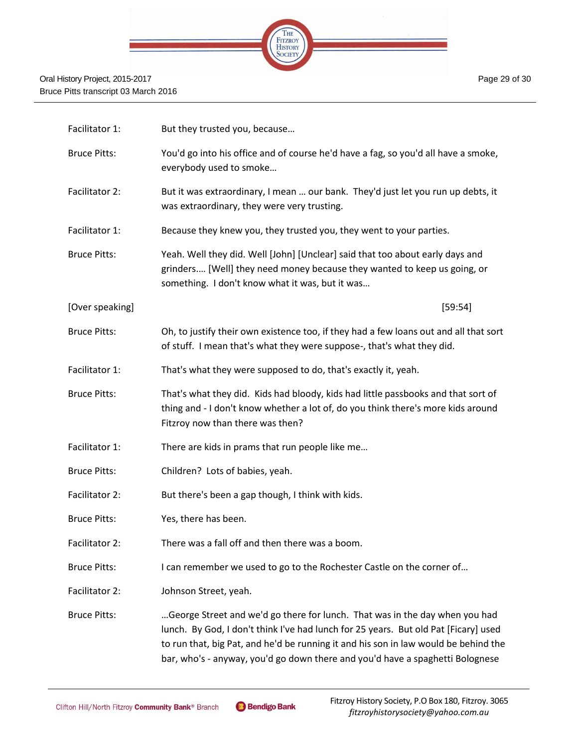Facilitator 1: But they trusted you, because…

Bruce Pitts: You'd go into his office and of course he'd have a fag, so you'd all have a smoke, everybody used to smoke…

Facilitator 2: But it was extraordinary, I mean … our bank. They'd just let you run up debts, it was extraordinary, they were very trusting.

Facilitator 1: Because they knew you, they trusted you, they went to your parties.

Bruce Pitts: Yeah. Well they did. Well [John] [Unclear] said that too about early days and grinders…. [Well] they need money because they wanted to keep us going, or something. I don't know what it was, but it was…

[Over speaking] [59:54]

Bruce Pitts: Oh, to justify their own existence too, if they had a few loans out and all that sort of stuff. I mean that's what they were suppose-, that's what they did.

Facilitator 1: That's what they were supposed to do, that's exactly it, yeah.

Bruce Pitts: That's what they did. Kids had bloody, kids had little passbooks and that sort of thing and - I don't know whether a lot of, do you think there's more kids around Fitzroy now than there was then?

Facilitator 1: There are kids in prams that run people like me…

Bruce Pitts: Children? Lots of babies, yeah.

Facilitator 2: But there's been a gap though, I think with kids.

Bruce Pitts: Yes, there has been.

Facilitator 2: There was a fall off and then there was a boom.

Bruce Pitts: I can remember we used to go to the Rochester Castle on the corner of…

Facilitator 2: Johnson Street, yeah.

Bruce Pitts: …George Street and we'd go there for lunch. That was in the day when you had lunch. By God, I don't think I've had lunch for 25 years. But old Pat [Ficary] used to run that, big Pat, and he'd be running it and his son in law would be behind the bar, who's - anyway, you'd go down there and you'd have a spaghetti Bolognese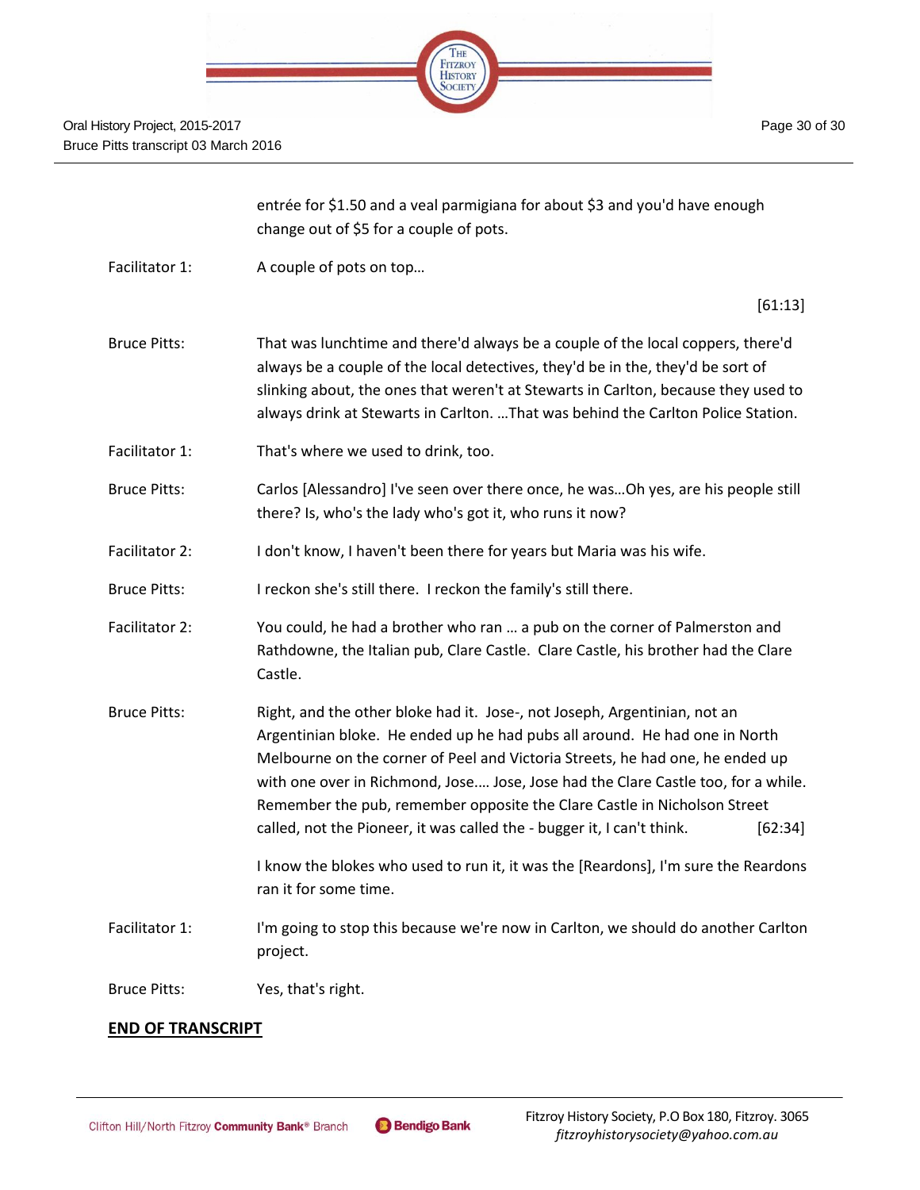entrée for $1.50 and a veal parmigiana for about $3 and you'd have enough change out of $5 for a couple of pots.

Facilitator 1: A couple of pots on top…

[61:13]

Bruce Pitts: That was lunchtime and there'd always be a couple of the local coppers, there'd always be a couple of the local detectives, they'd be in the, they'd be sort of slinking about, the ones that weren't at Stewarts in Carlton, because they used to always drink at Stewarts in Carlton. …That was behind the Carlton Police Station.

Facilitator 1: That's where we used to drink, too.

Bruce Pitts: Carlos [Alessandro] I've seen over there once, he was…Oh yes, are his people still there? Is, who's the lady who's got it, who runs it now?

Facilitator 2: I don't know, I haven't been there for years but Maria was his wife.

Bruce Pitts: I reckon she's still there. I reckon the family's still there.

Facilitator 2: You could, he had a brother who ran … a pub on the corner of Palmerston and Rathdowne, the Italian pub, Clare Castle. Clare Castle, his brother had the Clare Castle.

Bruce Pitts: Right, and the other bloke had it. Jose-, not Joseph, Argentinian, not an Argentinian bloke. He ended up he had pubs all around. He had one in North Melbourne on the corner of Peel and Victoria Streets, he had one, he ended up with one over in Richmond, Jose.… Jose, Jose had the Clare Castle too, for a while. Remember the pub, remember opposite the Clare Castle in Nicholson Street called, not the Pioneer, it was called the - bugger it, I can't think. [62:34]

I know the blokes who used to run it, it was the [Reardons], I'm sure the Reardons ran it for some time.

Facilitator 1: I'm going to stop this because we're now in Carlton, we should do another Carlton project.

Bruce Pitts: Yes, that's right.

**END OF TRANSCRIPT**